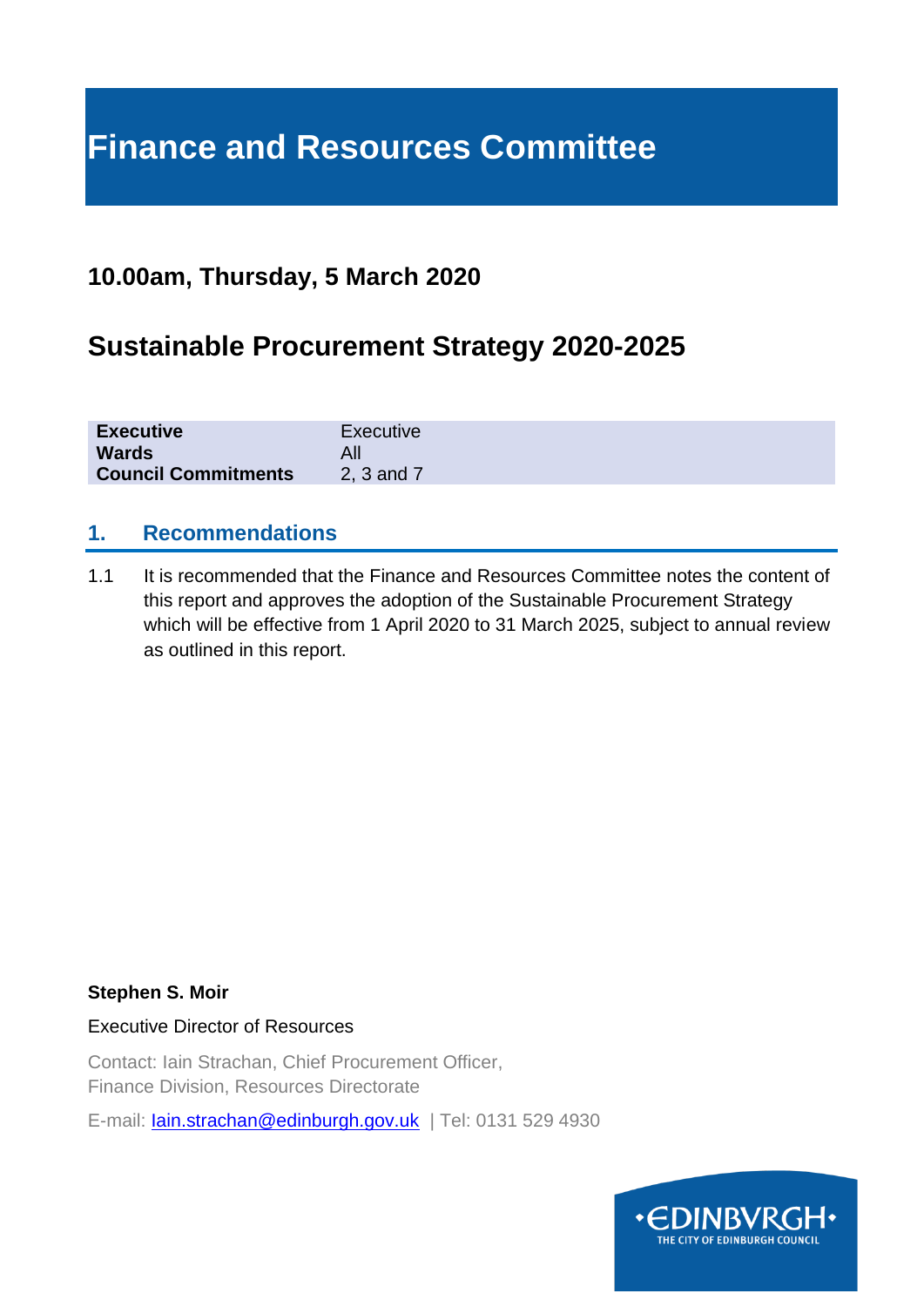# Finance and Resources Committee

## 10.00am, Thursday, 5 March 2020

## Sustainable Procurement Strategy 2020-2025

| | |
|---|---|
| **Executive** | Executive |
| **Wards** | All |
| **Council Commitments** | 2, 3 and 7 |

## 1. Recommendations

1.1 It is recommended that the Finance and Resources Committee notes the content of this report and approves the adoption of the Sustainable Procurement Strategy which will be effective from 1 April 2020 to 31 March 2025, subject to annual review as outlined in this report.

**Stephen S. Moir**

Executive Director of Resources

Contact: Iain Strachan, Chief Procurement Officer,
Finance Division, Resources Directorate

E-mail: Iain.strachan@edinburgh.gov.uk | Tel: 0131 529 4930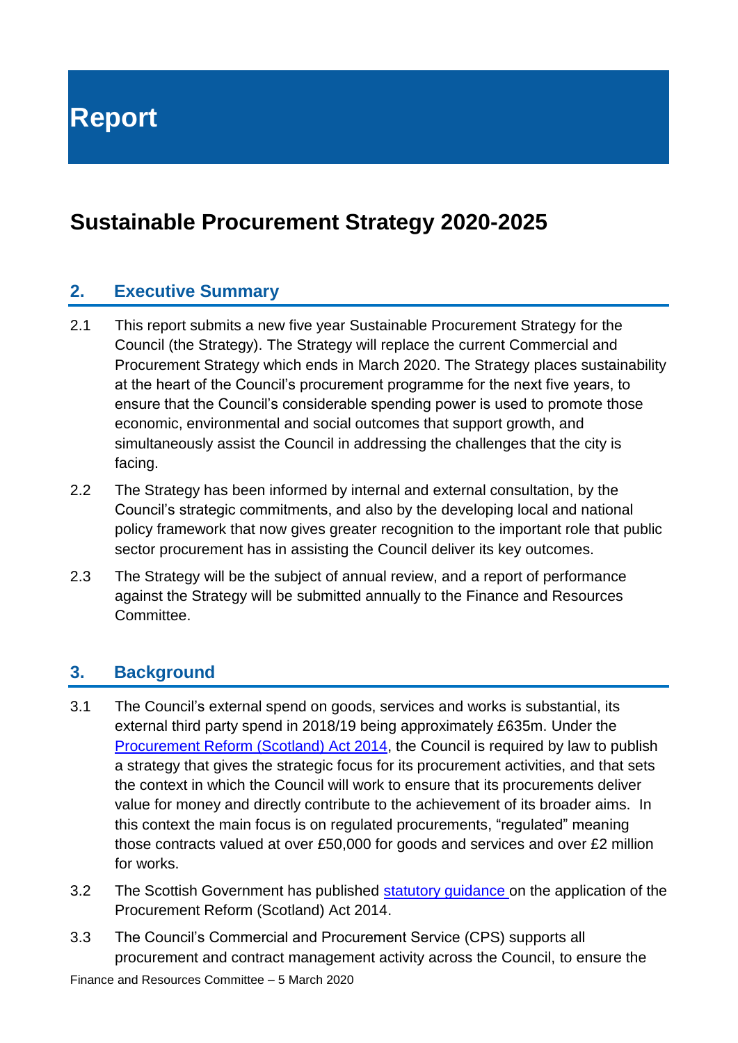# Report

## Sustainable Procurement Strategy 2020-2025

### 2. Executive Summary

2.1 This report submits a new five year Sustainable Procurement Strategy for the Council (the Strategy). The Strategy will replace the current Commercial and Procurement Strategy which ends in March 2020. The Strategy places sustainability at the heart of the Council's procurement programme for the next five years, to ensure that the Council's considerable spending power is used to promote those economic, environmental and social outcomes that support growth, and simultaneously assist the Council in addressing the challenges that the city is facing.

2.2 The Strategy has been informed by internal and external consultation, by the Council's strategic commitments, and also by the developing local and national policy framework that now gives greater recognition to the important role that public sector procurement has in assisting the Council deliver its key outcomes.

2.3 The Strategy will be the subject of annual review, and a report of performance against the Strategy will be submitted annually to the Finance and Resources Committee.

### 3. Background

3.1 The Council's external spend on goods, services and works is substantial, its external third party spend in 2018/19 being approximately £635m. Under the Procurement Reform (Scotland) Act 2014, the Council is required by law to publish a strategy that gives the strategic focus for its procurement activities, and that sets the context in which the Council will work to ensure that its procurements deliver value for money and directly contribute to the achievement of its broader aims. In this context the main focus is on regulated procurements, "regulated" meaning those contracts valued at over £50,000 for goods and services and over £2 million for works.

3.2 The Scottish Government has published statutory guidance on the application of the Procurement Reform (Scotland) Act 2014.

3.3 The Council's Commercial and Procurement Service (CPS) supports all procurement and contract management activity across the Council, to ensure the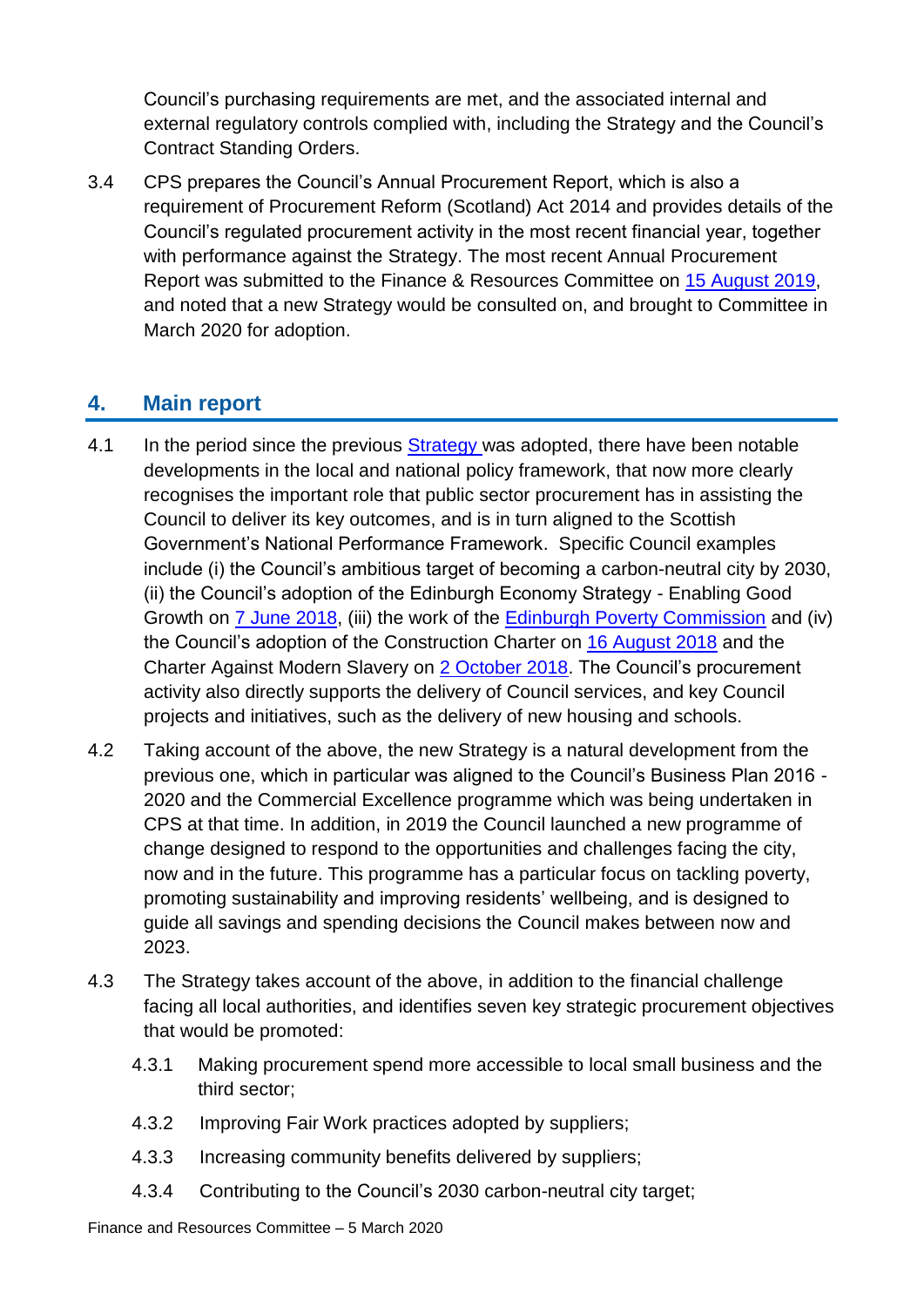Council's purchasing requirements are met, and the associated internal and external regulatory controls complied with, including the Strategy and the Council's Contract Standing Orders.

3.4 CPS prepares the Council's Annual Procurement Report, which is also a requirement of Procurement Reform (Scotland) Act 2014 and provides details of the Council's regulated procurement activity in the most recent financial year, together with performance against the Strategy. The most recent Annual Procurement Report was submitted to the Finance & Resources Committee on 15 August 2019, and noted that a new Strategy would be consulted on, and brought to Committee in March 2020 for adoption.

## 4. Main report

4.1 In the period since the previous Strategy was adopted, there have been notable developments in the local and national policy framework, that now more clearly recognises the important role that public sector procurement has in assisting the Council to deliver its key outcomes, and is in turn aligned to the Scottish Government's National Performance Framework. Specific Council examples include (i) the Council's ambitious target of becoming a carbon-neutral city by 2030, (ii) the Council's adoption of the Edinburgh Economy Strategy - Enabling Good Growth on 7 June 2018, (iii) the work of the Edinburgh Poverty Commission and (iv) the Council's adoption of the Construction Charter on 16 August 2018 and the Charter Against Modern Slavery on 2 October 2018. The Council's procurement activity also directly supports the delivery of Council services, and key Council projects and initiatives, such as the delivery of new housing and schools.

4.2 Taking account of the above, the new Strategy is a natural development from the previous one, which in particular was aligned to the Council's Business Plan 2016 - 2020 and the Commercial Excellence programme which was being undertaken in CPS at that time. In addition, in 2019 the Council launched a new programme of change designed to respond to the opportunities and challenges facing the city, now and in the future. This programme has a particular focus on tackling poverty, promoting sustainability and improving residents' wellbeing, and is designed to guide all savings and spending decisions the Council makes between now and 2023.

4.3 The Strategy takes account of the above, in addition to the financial challenge facing all local authorities, and identifies seven key strategic procurement objectives that would be promoted:

4.3.1 Making procurement spend more accessible to local small business and the third sector;

4.3.2 Improving Fair Work practices adopted by suppliers;

4.3.3 Increasing community benefits delivered by suppliers;

4.3.4 Contributing to the Council's 2030 carbon-neutral city target;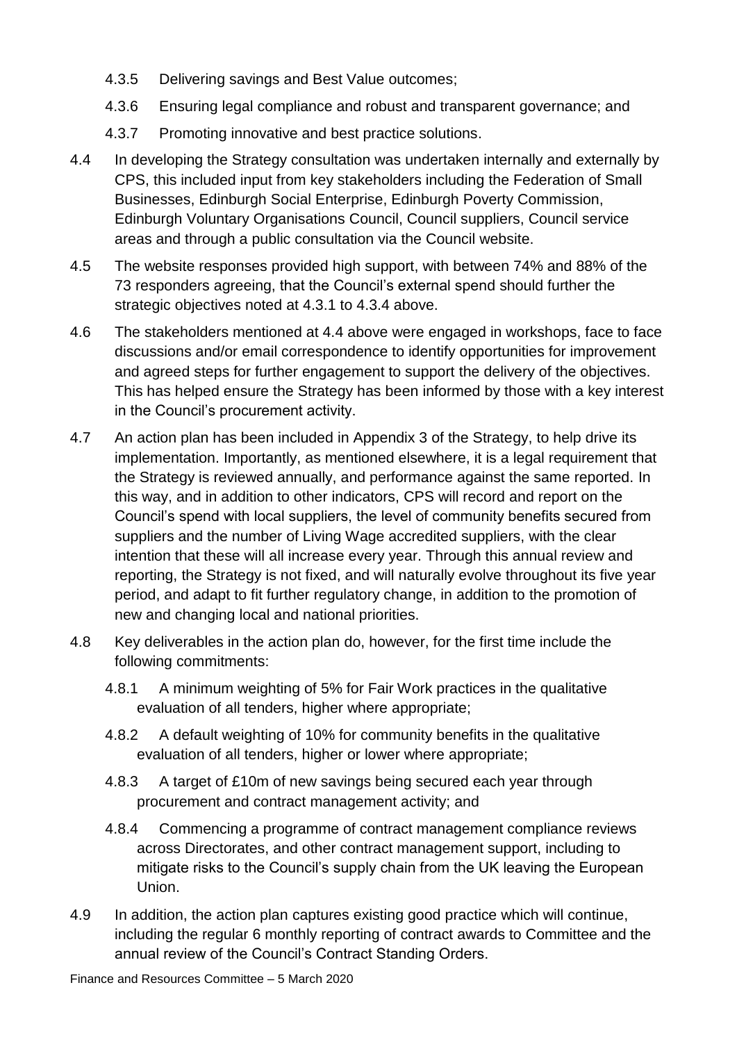4.3.5 Delivering savings and Best Value outcomes;

4.3.6 Ensuring legal compliance and robust and transparent governance; and

4.3.7 Promoting innovative and best practice solutions.

4.4 In developing the Strategy consultation was undertaken internally and externally by CPS, this included input from key stakeholders including the Federation of Small Businesses, Edinburgh Social Enterprise, Edinburgh Poverty Commission, Edinburgh Voluntary Organisations Council, Council suppliers, Council service areas and through a public consultation via the Council website.

4.5 The website responses provided high support, with between 74% and 88% of the 73 responders agreeing, that the Council's external spend should further the strategic objectives noted at 4.3.1 to 4.3.4 above.

4.6 The stakeholders mentioned at 4.4 above were engaged in workshops, face to face discussions and/or email correspondence to identify opportunities for improvement and agreed steps for further engagement to support the delivery of the objectives. This has helped ensure the Strategy has been informed by those with a key interest in the Council's procurement activity.

4.7 An action plan has been included in Appendix 3 of the Strategy, to help drive its implementation. Importantly, as mentioned elsewhere, it is a legal requirement that the Strategy is reviewed annually, and performance against the same reported. In this way, and in addition to other indicators, CPS will record and report on the Council's spend with local suppliers, the level of community benefits secured from suppliers and the number of Living Wage accredited suppliers, with the clear intention that these will all increase every year. Through this annual review and reporting, the Strategy is not fixed, and will naturally evolve throughout its five year period, and adapt to fit further regulatory change, in addition to the promotion of new and changing local and national priorities.

4.8 Key deliverables in the action plan do, however, for the first time include the following commitments:

4.8.1 A minimum weighting of 5% for Fair Work practices in the qualitative evaluation of all tenders, higher where appropriate;

4.8.2 A default weighting of 10% for community benefits in the qualitative evaluation of all tenders, higher or lower where appropriate;

4.8.3 A target of £10m of new savings being secured each year through procurement and contract management activity; and

4.8.4 Commencing a programme of contract management compliance reviews across Directorates, and other contract management support, including to mitigate risks to the Council's supply chain from the UK leaving the European Union.

4.9 In addition, the action plan captures existing good practice which will continue, including the regular 6 monthly reporting of contract awards to Committee and the annual review of the Council's Contract Standing Orders.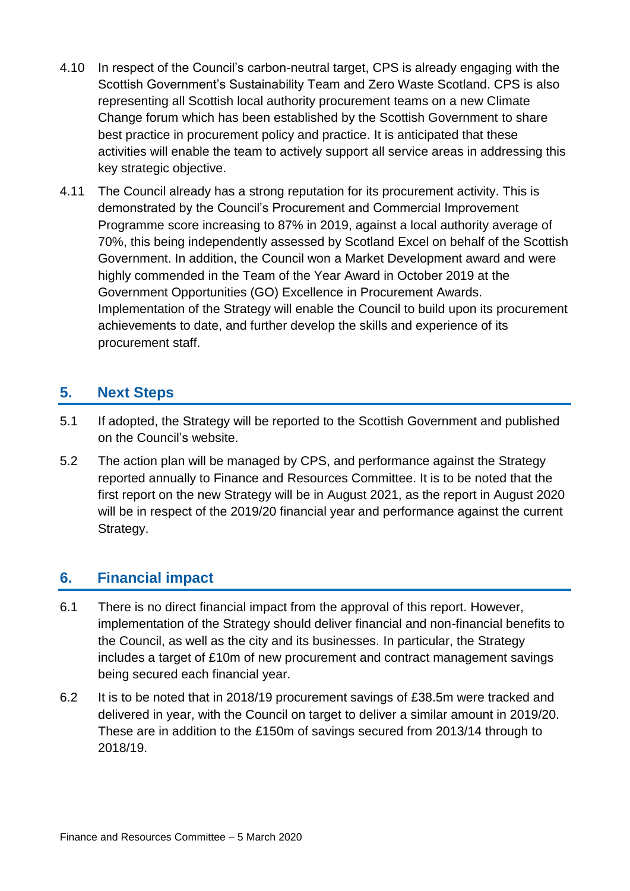4.10 In respect of the Council's carbon-neutral target, CPS is already engaging with the Scottish Government's Sustainability Team and Zero Waste Scotland. CPS is also representing all Scottish local authority procurement teams on a new Climate Change forum which has been established by the Scottish Government to share best practice in procurement policy and practice. It is anticipated that these activities will enable the team to actively support all service areas in addressing this key strategic objective.

4.11 The Council already has a strong reputation for its procurement activity. This is demonstrated by the Council's Procurement and Commercial Improvement Programme score increasing to 87% in 2019, against a local authority average of 70%, this being independently assessed by Scotland Excel on behalf of the Scottish Government. In addition, the Council won a Market Development award and were highly commended in the Team of the Year Award in October 2019 at the Government Opportunities (GO) Excellence in Procurement Awards. Implementation of the Strategy will enable the Council to build upon its procurement achievements to date, and further develop the skills and experience of its procurement staff.

## 5. Next Steps

5.1 If adopted, the Strategy will be reported to the Scottish Government and published on the Council's website.

5.2 The action plan will be managed by CPS, and performance against the Strategy reported annually to Finance and Resources Committee. It is to be noted that the first report on the new Strategy will be in August 2021, as the report in August 2020 will be in respect of the 2019/20 financial year and performance against the current Strategy.

## 6. Financial impact

6.1 There is no direct financial impact from the approval of this report. However, implementation of the Strategy should deliver financial and non-financial benefits to the Council, as well as the city and its businesses. In particular, the Strategy includes a target of £10m of new procurement and contract management savings being secured each financial year.

6.2 It is to be noted that in 2018/19 procurement savings of £38.5m were tracked and delivered in year, with the Council on target to deliver a similar amount in 2019/20. These are in addition to the £150m of savings secured from 2013/14 through to 2018/19.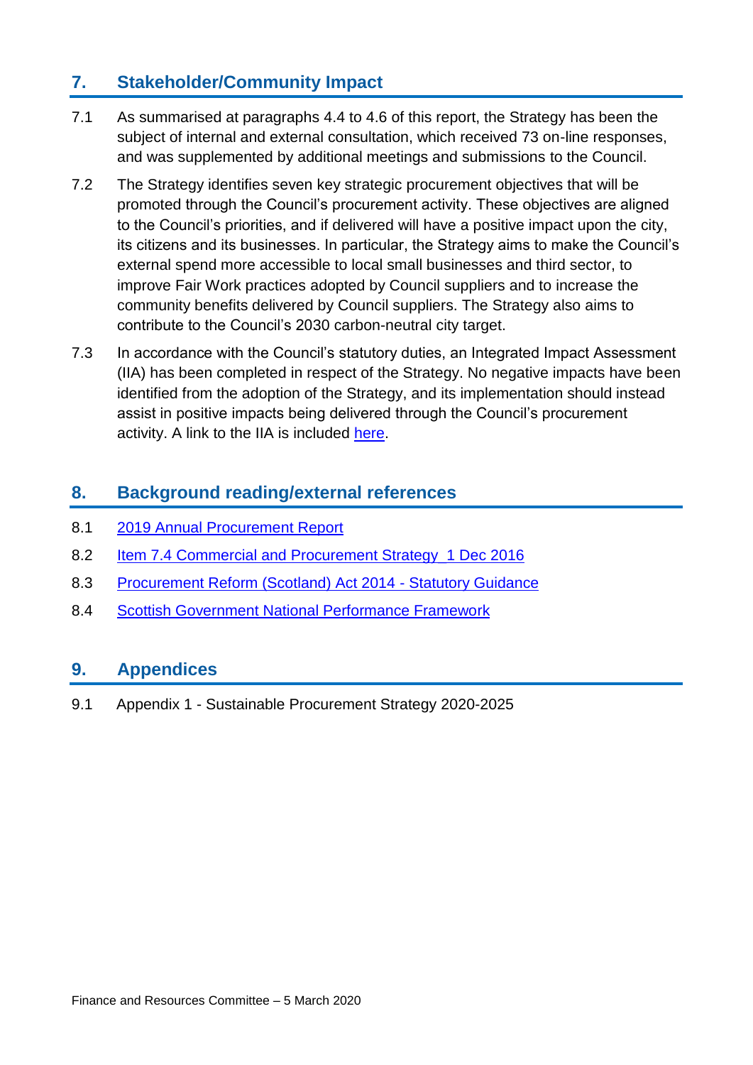## 7. Stakeholder/Community Impact

7.1 As summarised at paragraphs 4.4 to 4.6 of this report, the Strategy has been the subject of internal and external consultation, which received 73 on-line responses, and was supplemented by additional meetings and submissions to the Council.

7.2 The Strategy identifies seven key strategic procurement objectives that will be promoted through the Council's procurement activity. These objectives are aligned to the Council's priorities, and if delivered will have a positive impact upon the city, its citizens and its businesses. In particular, the Strategy aims to make the Council's external spend more accessible to local small businesses and third sector, to improve Fair Work practices adopted by Council suppliers and to increase the community benefits delivered by Council suppliers. The Strategy also aims to contribute to the Council's 2030 carbon-neutral city target.

7.3 In accordance with the Council's statutory duties, an Integrated Impact Assessment (IIA) has been completed in respect of the Strategy. No negative impacts have been identified from the adoption of the Strategy, and its implementation should instead assist in positive impacts being delivered through the Council's procurement activity. A link to the IIA is included here.

## 8. Background reading/external references

8.1 2019 Annual Procurement Report

8.2 Item 7.4 Commercial and Procurement Strategy 1 Dec 2016

8.3 Procurement Reform (Scotland) Act 2014 - Statutory Guidance

8.4 Scottish Government National Performance Framework

## 9. Appendices

9.1 Appendix 1 - Sustainable Procurement Strategy 2020-2025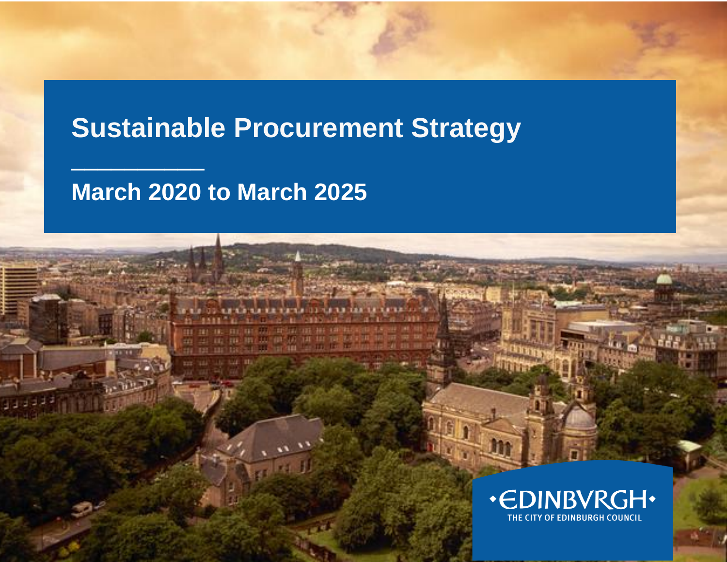# Sustainable Procurement Strategy

## March 2020 to March 2025

•EDINBVRGH•
THE CITY OF EDINBURGH COUNCIL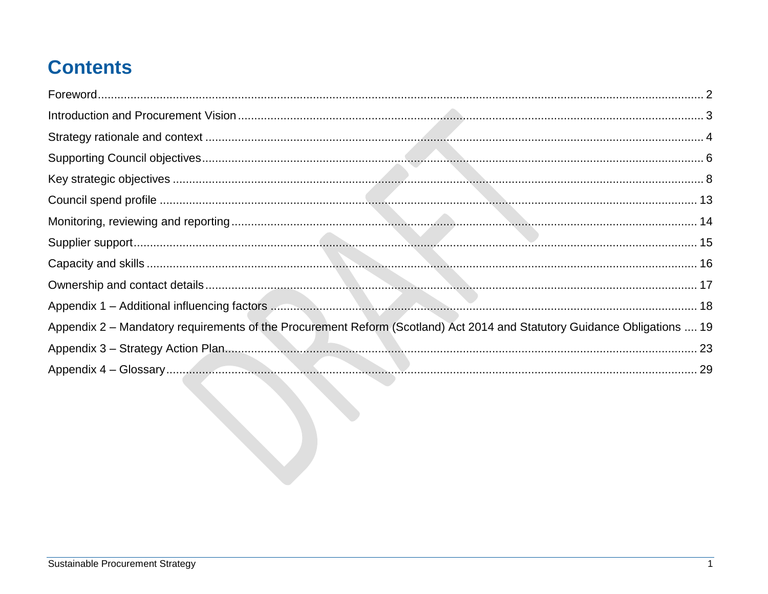# Contents

Foreword .... 2
Introduction and Procurement Vision .... 3
Strategy rationale and context .... 4
Supporting Council objectives .... 6
Key strategic objectives .... 8
Council spend profile .... 13
Monitoring, reviewing and reporting .... 14
Supplier support .... 15
Capacity and skills .... 16
Ownership and contact details .... 17
Appendix 1 – Additional influencing factors .... 18
Appendix 2 – Mandatory requirements of the Procurement Reform (Scotland) Act 2014 and Statutory Guidance Obligations .... 19
Appendix 3 – Strategy Action Plan .... 23
Appendix 4 – Glossary .... 29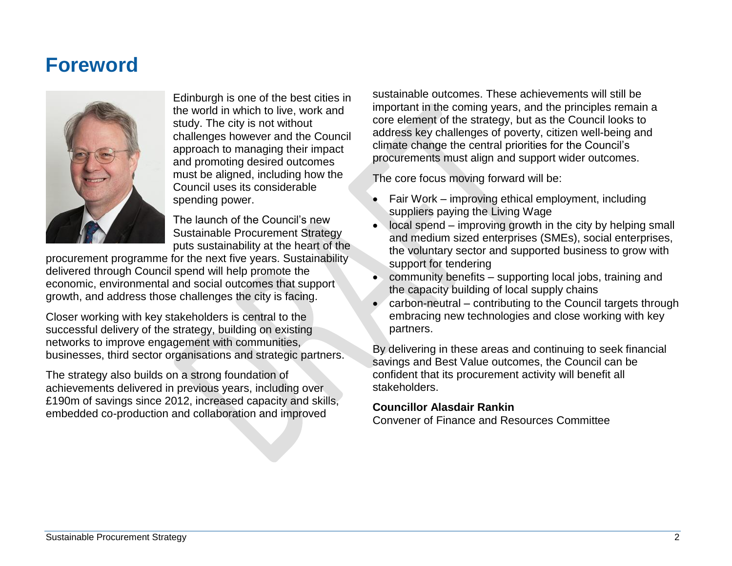# Foreword

Edinburgh is one of the best cities in the world in which to live, work and study. The city is not without challenges however and the Council approach to managing their impact and promoting desired outcomes must be aligned, including how the Council uses its considerable spending power.

The launch of the Council's new Sustainable Procurement Strategy puts sustainability at the heart of the procurement programme for the next five years. Sustainability delivered through Council spend will help promote the economic, environmental and social outcomes that support growth, and address those challenges the city is facing.

Closer working with key stakeholders is central to the successful delivery of the strategy, building on existing networks to improve engagement with communities, businesses, third sector organisations and strategic partners.

The strategy also builds on a strong foundation of achievements delivered in previous years, including over £190m of savings since 2012, increased capacity and skills, embedded co-production and collaboration and improved sustainable outcomes. These achievements will still be important in the coming years, and the principles remain a core element of the strategy, but as the Council looks to address key challenges of poverty, citizen well-being and climate change the central priorities for the Council's procurements must align and support wider outcomes.

The core focus moving forward will be:

- Fair Work – improving ethical employment, including suppliers paying the Living Wage
- local spend – improving growth in the city by helping small and medium sized enterprises (SMEs), social enterprises, the voluntary sector and supported business to grow with support for tendering
- community benefits – supporting local jobs, training and the capacity building of local supply chains
- carbon-neutral – contributing to the Council targets through embracing new technologies and close working with key partners.

By delivering in these areas and continuing to seek financial savings and Best Value outcomes, the Council can be confident that its procurement activity will benefit all stakeholders.

**Councillor Alasdair Rankin**
Convener of Finance and Resources Committee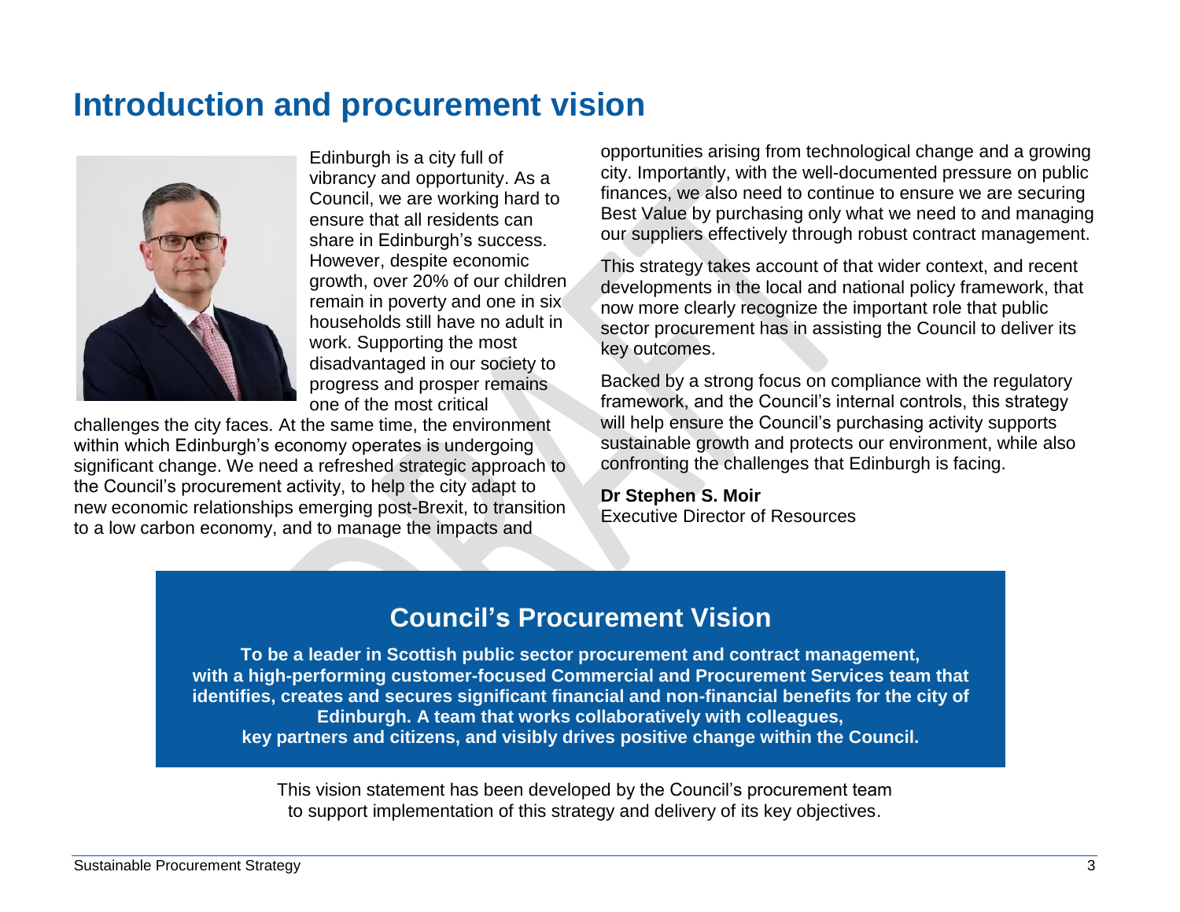# Introduction and procurement vision

Edinburgh is a city full of vibrancy and opportunity. As a Council, we are working hard to ensure that all residents can share in Edinburgh's success. However, despite economic growth, over 20% of our children remain in poverty and one in six households still have no adult in work. Supporting the most disadvantaged in our society to progress and prosper remains one of the most critical challenges the city faces. At the same time, the environment within which Edinburgh's economy operates is undergoing significant change. We need a refreshed strategic approach to the Council's procurement activity, to help the city adapt to new economic relationships emerging post-Brexit, to transition to a low carbon economy, and to manage the impacts and opportunities arising from technological change and a growing city. Importantly, with the well-documented pressure on public finances, we also need to continue to ensure we are securing Best Value by purchasing only what we need to and managing our suppliers effectively through robust contract management.

This strategy takes account of that wider context, and recent developments in the local and national policy framework, that now more clearly recognize the important role that public sector procurement has in assisting the Council to deliver its key outcomes.

Backed by a strong focus on compliance with the regulatory framework, and the Council's internal controls, this strategy will help ensure the Council's purchasing activity supports sustainable growth and protects our environment, while also confronting the challenges that Edinburgh is facing.

**Dr Stephen S. Moir**
Executive Director of Resources

## Council's Procurement Vision

**To be a leader in Scottish public sector procurement and contract management, with a high-performing customer-focused Commercial and Procurement Services team that identifies, creates and secures significant financial and non-financial benefits for the city of Edinburgh. A team that works collaboratively with colleagues, key partners and citizens, and visibly drives positive change within the Council.**

This vision statement has been developed by the Council's procurement team to support implementation of this strategy and delivery of its key objectives.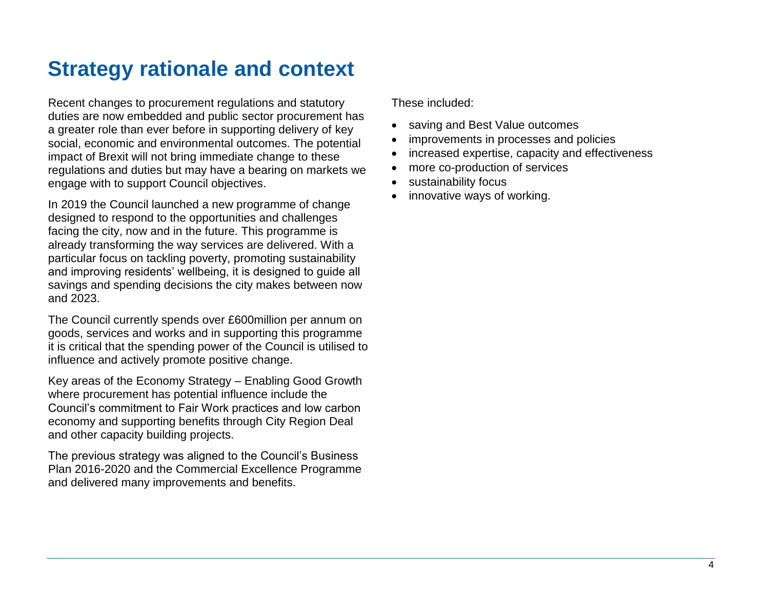# Strategy rationale and context

Recent changes to procurement regulations and statutory duties are now embedded and public sector procurement has a greater role than ever before in supporting delivery of key social, economic and environmental outcomes. The potential impact of Brexit will not bring immediate change to these regulations and duties but may have a bearing on markets we engage with to support Council objectives.

In 2019 the Council launched a new programme of change designed to respond to the opportunities and challenges facing the city, now and in the future. This programme is already transforming the way services are delivered. With a particular focus on tackling poverty, promoting sustainability and improving residents' wellbeing, it is designed to guide all savings and spending decisions the city makes between now and 2023.

The Council currently spends over £600million per annum on goods, services and works and in supporting this programme it is critical that the spending power of the Council is utilised to influence and actively promote positive change.

Key areas of the Economy Strategy – Enabling Good Growth where procurement has potential influence include the Council's commitment to Fair Work practices and low carbon economy and supporting benefits through City Region Deal and other capacity building projects.

The previous strategy was aligned to the Council's Business Plan 2016-2020 and the Commercial Excellence Programme and delivered many improvements and benefits.

These included:

- saving and Best Value outcomes
- improvements in processes and policies
- increased expertise, capacity and effectiveness
- more co-production of services
- sustainability focus
- innovative ways of working.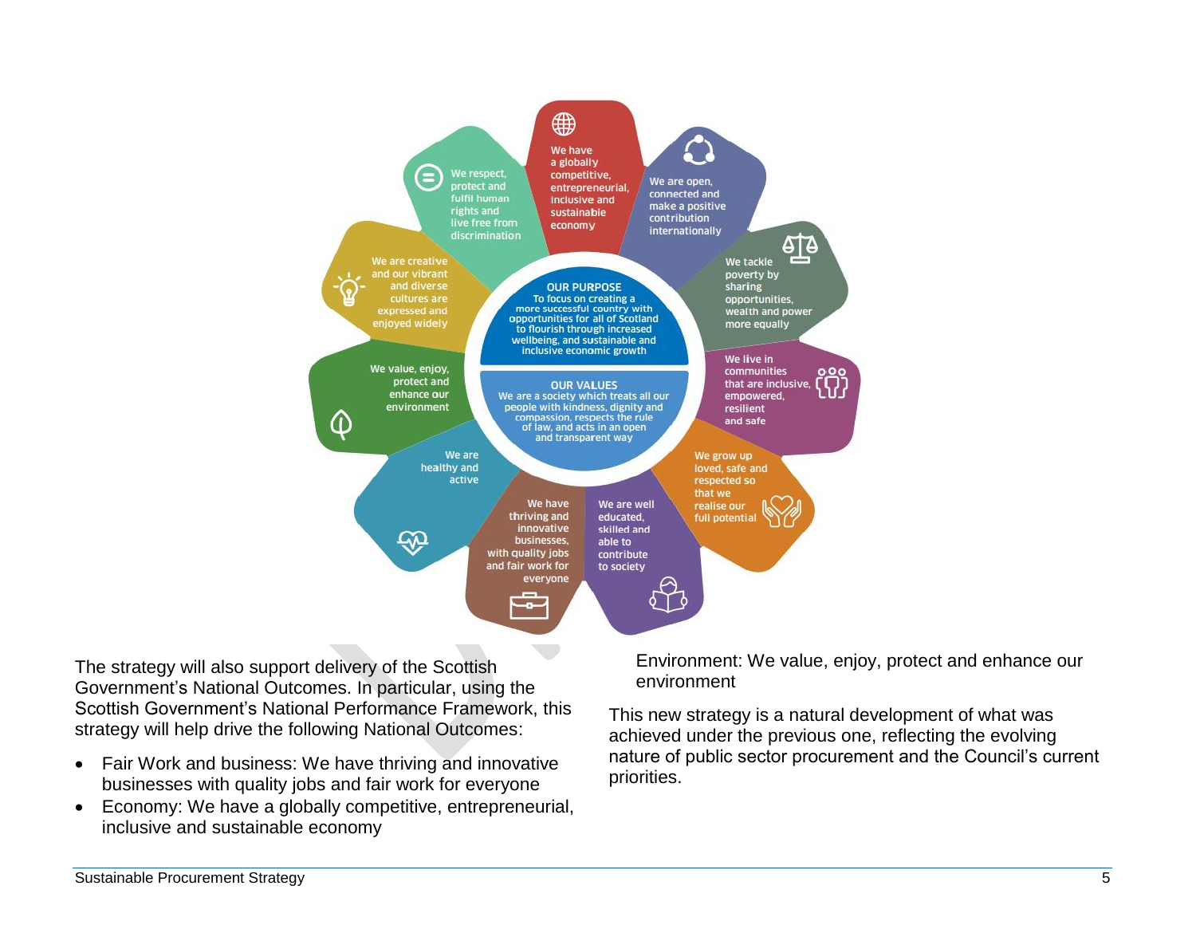**OUR PURPOSE**
To focus on creating a more successful country with opportunities for all of Scotland to flourish through increased wellbeing, and sustainable and inclusive economic growth

**OUR VALUES**
We are a society which treats all our people with kindness, dignity and compassion, respects the rule of law, and acts in an open and transparent way

- We have a globally competitive, entrepreneurial, inclusive and sustainable economy
- We are open, connected and make a positive contribution internationally
- We tackle poverty by sharing opportunities, wealth and power more equally
- We live in communities that are inclusive, empowered, resilient and safe
- We grow up loved, safe and respected so that we realise our full potential
- We are well educated, skilled and able to contribute to society
- We have thriving and innovative businesses, with quality jobs and fair work for everyone
- We are healthy and active
- We value, enjoy, protect and enhance our environment
- We are creative and our vibrant and diverse cultures are expressed and enjoyed widely
- We respect, protect and fulfil human rights and live free from discrimination

The strategy will also support delivery of the Scottish Government's National Outcomes. In particular, using the Scottish Government's National Performance Framework, this strategy will help drive the following National Outcomes:

- Fair Work and business: We have thriving and innovative businesses with quality jobs and fair work for everyone
- Economy: We have a globally competitive, entrepreneurial, inclusive and sustainable economy
- Environment: We value, enjoy, protect and enhance our environment

This new strategy is a natural development of what was achieved under the previous one, reflecting the evolving nature of public sector procurement and the Council's current priorities.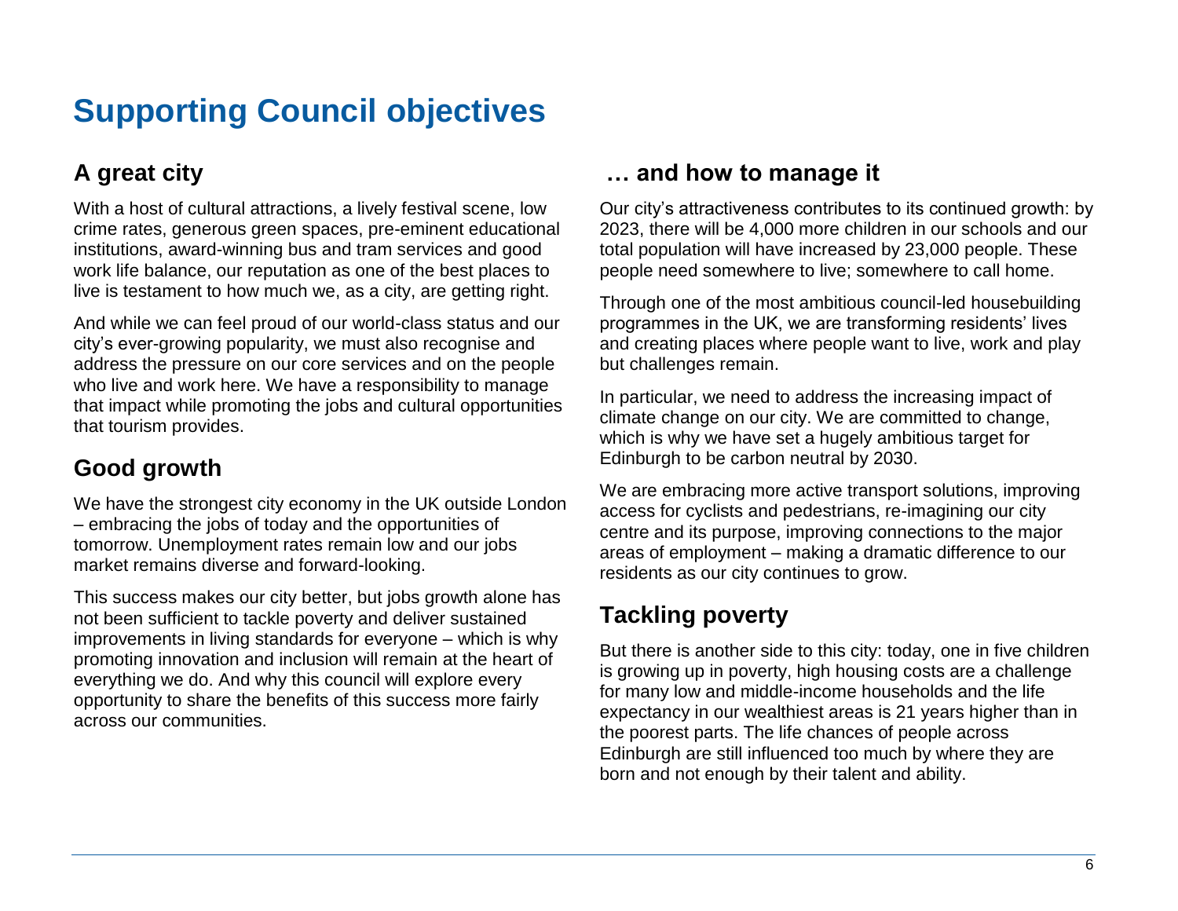# Supporting Council objectives

## A great city

With a host of cultural attractions, a lively festival scene, low crime rates, generous green spaces, pre-eminent educational institutions, award-winning bus and tram services and good work life balance, our reputation as one of the best places to live is testament to how much we, as a city, are getting right.

And while we can feel proud of our world-class status and our city's ever-growing popularity, we must also recognise and address the pressure on our core services and on the people who live and work here. We have a responsibility to manage that impact while promoting the jobs and cultural opportunities that tourism provides.

## Good growth

We have the strongest city economy in the UK outside London – embracing the jobs of today and the opportunities of tomorrow. Unemployment rates remain low and our jobs market remains diverse and forward-looking.

This success makes our city better, but jobs growth alone has not been sufficient to tackle poverty and deliver sustained improvements in living standards for everyone – which is why promoting innovation and inclusion will remain at the heart of everything we do. And why this council will explore every opportunity to share the benefits of this success more fairly across our communities.

## … and how to manage it

Our city's attractiveness contributes to its continued growth: by 2023, there will be 4,000 more children in our schools and our total population will have increased by 23,000 people. These people need somewhere to live; somewhere to call home.

Through one of the most ambitious council-led housebuilding programmes in the UK, we are transforming residents' lives and creating places where people want to live, work and play but challenges remain.

In particular, we need to address the increasing impact of climate change on our city. We are committed to change, which is why we have set a hugely ambitious target for Edinburgh to be carbon neutral by 2030.

We are embracing more active transport solutions, improving access for cyclists and pedestrians, re-imagining our city centre and its purpose, improving connections to the major areas of employment – making a dramatic difference to our residents as our city continues to grow.

## Tackling poverty

But there is another side to this city: today, one in five children is growing up in poverty, high housing costs are a challenge for many low and middle-income households and the life expectancy in our wealthiest areas is 21 years higher than in the poorest parts. The life chances of people across Edinburgh are still influenced too much by where they are born and not enough by their talent and ability.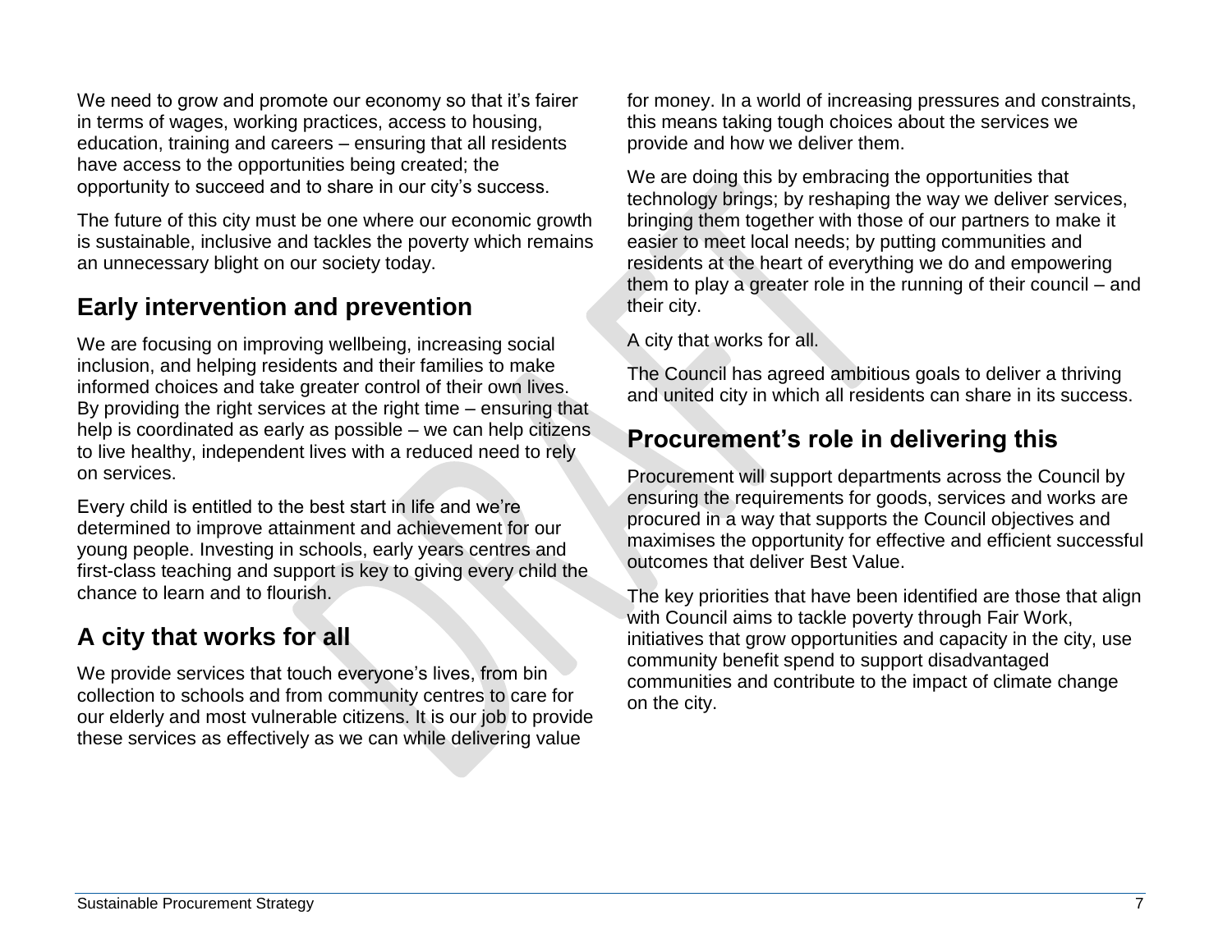We need to grow and promote our economy so that it's fairer in terms of wages, working practices, access to housing, education, training and careers – ensuring that all residents have access to the opportunities being created; the opportunity to succeed and to share in our city's success.

The future of this city must be one where our economic growth is sustainable, inclusive and tackles the poverty which remains an unnecessary blight on our society today.

## Early intervention and prevention

We are focusing on improving wellbeing, increasing social inclusion, and helping residents and their families to make informed choices and take greater control of their own lives. By providing the right services at the right time – ensuring that help is coordinated as early as possible – we can help citizens to live healthy, independent lives with a reduced need to rely on services.

Every child is entitled to the best start in life and we're determined to improve attainment and achievement for our young people. Investing in schools, early years centres and first-class teaching and support is key to giving every child the chance to learn and to flourish.

## A city that works for all

We provide services that touch everyone's lives, from bin collection to schools and from community centres to care for our elderly and most vulnerable citizens. It is our job to provide these services as effectively as we can while delivering value for money. In a world of increasing pressures and constraints, this means taking tough choices about the services we provide and how we deliver them.

We are doing this by embracing the opportunities that technology brings; by reshaping the way we deliver services, bringing them together with those of our partners to make it easier to meet local needs; by putting communities and residents at the heart of everything we do and empowering them to play a greater role in the running of their council – and their city.

A city that works for all.

The Council has agreed ambitious goals to deliver a thriving and united city in which all residents can share in its success.

## Procurement's role in delivering this

Procurement will support departments across the Council by ensuring the requirements for goods, services and works are procured in a way that supports the Council objectives and maximises the opportunity for effective and efficient successful outcomes that deliver Best Value.

The key priorities that have been identified are those that align with Council aims to tackle poverty through Fair Work, initiatives that grow opportunities and capacity in the city, use community benefit spend to support disadvantaged communities and contribute to the impact of climate change on the city.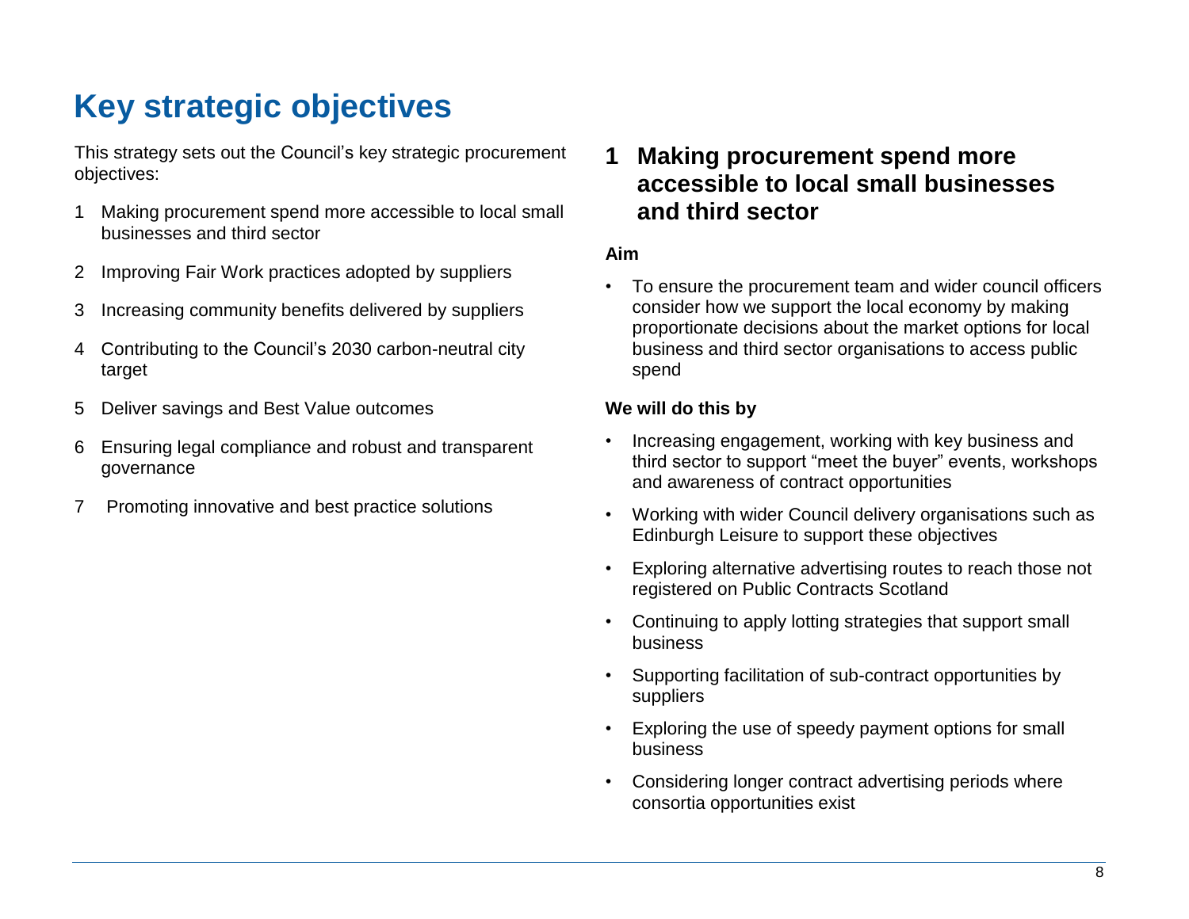# Key strategic objectives

This strategy sets out the Council's key strategic procurement objectives:

1. Making procurement spend more accessible to local small businesses and third sector
2. Improving Fair Work practices adopted by suppliers
3. Increasing community benefits delivered by suppliers
4. Contributing to the Council's 2030 carbon-neutral city target
5. Deliver savings and Best Value outcomes
6. Ensuring legal compliance and robust and transparent governance
7. Promoting innovative and best practice solutions

## 1 Making procurement spend more accessible to local small businesses and third sector

**Aim**

- To ensure the procurement team and wider council officers consider how we support the local economy by making proportionate decisions about the market options for local business and third sector organisations to access public spend

**We will do this by**

- Increasing engagement, working with key business and third sector to support "meet the buyer" events, workshops and awareness of contract opportunities
- Working with wider Council delivery organisations such as Edinburgh Leisure to support these objectives
- Exploring alternative advertising routes to reach those not registered on Public Contracts Scotland
- Continuing to apply lotting strategies that support small business
- Supporting facilitation of sub-contract opportunities by suppliers
- Exploring the use of speedy payment options for small business
- Considering longer contract advertising periods where consortia opportunities exist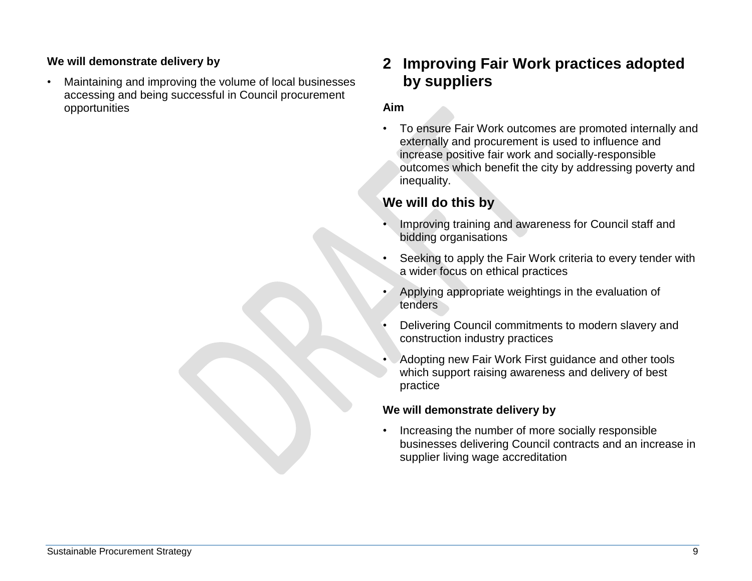**We will demonstrate delivery by**

- Maintaining and improving the volume of local businesses accessing and being successful in Council procurement opportunities

## 2 Improving Fair Work practices adopted by suppliers

**Aim**

- To ensure Fair Work outcomes are promoted internally and externally and procurement is used to influence and increase positive fair work and socially-responsible outcomes which benefit the city by addressing poverty and inequality.

### We will do this by

- Improving training and awareness for Council staff and bidding organisations
- Seeking to apply the Fair Work criteria to every tender with a wider focus on ethical practices
- Applying appropriate weightings in the evaluation of tenders
- Delivering Council commitments to modern slavery and construction industry practices
- Adopting new Fair Work First guidance and other tools which support raising awareness and delivery of best practice

**We will demonstrate delivery by**

- Increasing the number of more socially responsible businesses delivering Council contracts and an increase in supplier living wage accreditation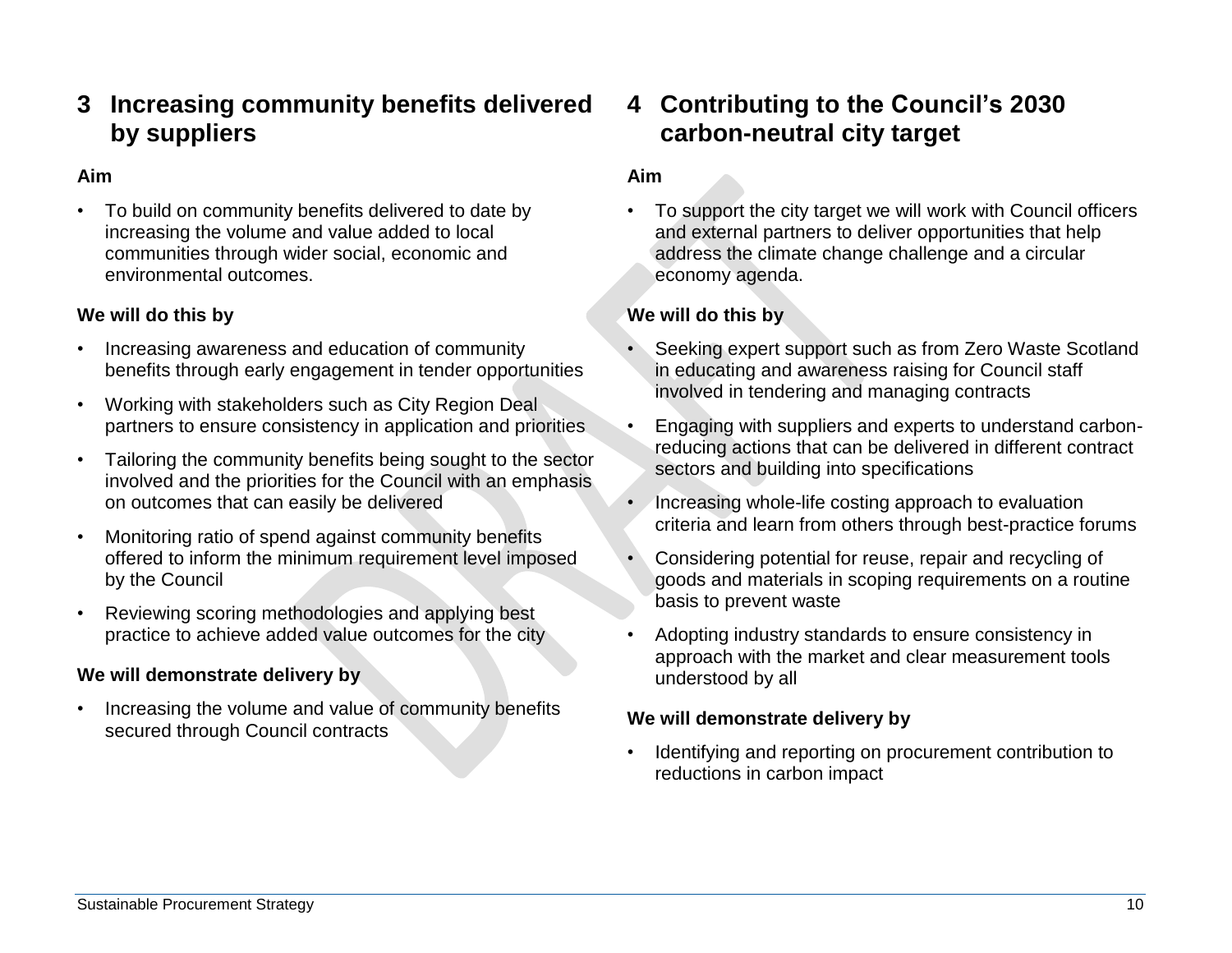## 3 Increasing community benefits delivered by suppliers

**Aim**

- To build on community benefits delivered to date by increasing the volume and value added to local communities through wider social, economic and environmental outcomes.

**We will do this by**

- Increasing awareness and education of community benefits through early engagement in tender opportunities
- Working with stakeholders such as City Region Deal partners to ensure consistency in application and priorities
- Tailoring the community benefits being sought to the sector involved and the priorities for the Council with an emphasis on outcomes that can easily be delivered
- Monitoring ratio of spend against community benefits offered to inform the minimum requirement level imposed by the Council
- Reviewing scoring methodologies and applying best practice to achieve added value outcomes for the city

**We will demonstrate delivery by**

- Increasing the volume and value of community benefits secured through Council contracts

## 4 Contributing to the Council's 2030 carbon-neutral city target

**Aim**

- To support the city target we will work with Council officers and external partners to deliver opportunities that help address the climate change challenge and a circular economy agenda.

**We will do this by**

- Seeking expert support such as from Zero Waste Scotland in educating and awareness raising for Council staff involved in tendering and managing contracts
- Engaging with suppliers and experts to understand carbon-reducing actions that can be delivered in different contract sectors and building into specifications
- Increasing whole-life costing approach to evaluation criteria and learn from others through best-practice forums
- Considering potential for reuse, repair and recycling of goods and materials in scoping requirements on a routine basis to prevent waste
- Adopting industry standards to ensure consistency in approach with the market and clear measurement tools understood by all

**We will demonstrate delivery by**

- Identifying and reporting on procurement contribution to reductions in carbon impact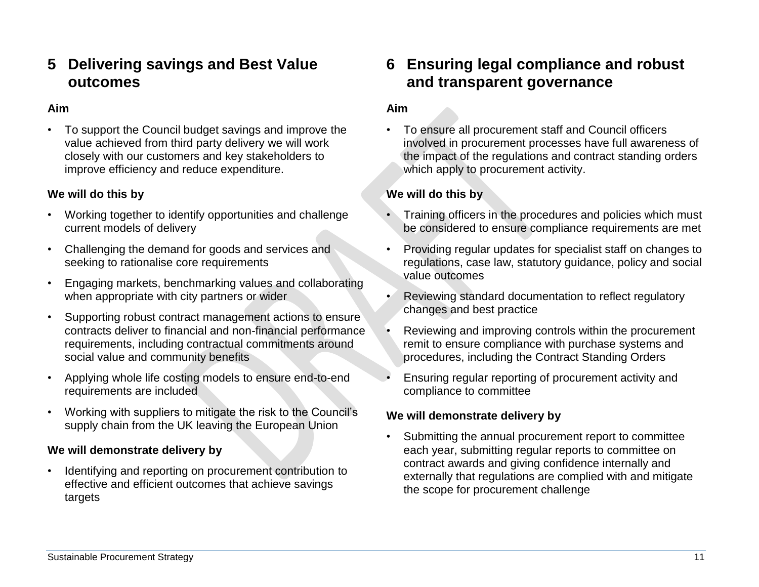## 5 Delivering savings and Best Value outcomes

**Aim**

- To support the Council budget savings and improve the value achieved from third party delivery we will work closely with our customers and key stakeholders to improve efficiency and reduce expenditure.

**We will do this by**

- Working together to identify opportunities and challenge current models of delivery
- Challenging the demand for goods and services and seeking to rationalise core requirements
- Engaging markets, benchmarking values and collaborating when appropriate with city partners or wider
- Supporting robust contract management actions to ensure contracts deliver to financial and non-financial performance requirements, including contractual commitments around social value and community benefits
- Applying whole life costing models to ensure end-to-end requirements are included
- Working with suppliers to mitigate the risk to the Council's supply chain from the UK leaving the European Union

**We will demonstrate delivery by**

- Identifying and reporting on procurement contribution to effective and efficient outcomes that achieve savings targets

## 6 Ensuring legal compliance and robust and transparent governance

**Aim**

- To ensure all procurement staff and Council officers involved in procurement processes have full awareness of the impact of the regulations and contract standing orders which apply to procurement activity.

**We will do this by**

- Training officers in the procedures and policies which must be considered to ensure compliance requirements are met
- Providing regular updates for specialist staff on changes to regulations, case law, statutory guidance, policy and social value outcomes
- Reviewing standard documentation to reflect regulatory changes and best practice
- Reviewing and improving controls within the procurement remit to ensure compliance with purchase systems and procedures, including the Contract Standing Orders
- Ensuring regular reporting of procurement activity and compliance to committee

**We will demonstrate delivery by**

- Submitting the annual procurement report to committee each year, submitting regular reports to committee on contract awards and giving confidence internally and externally that regulations are complied with and mitigate the scope for procurement challenge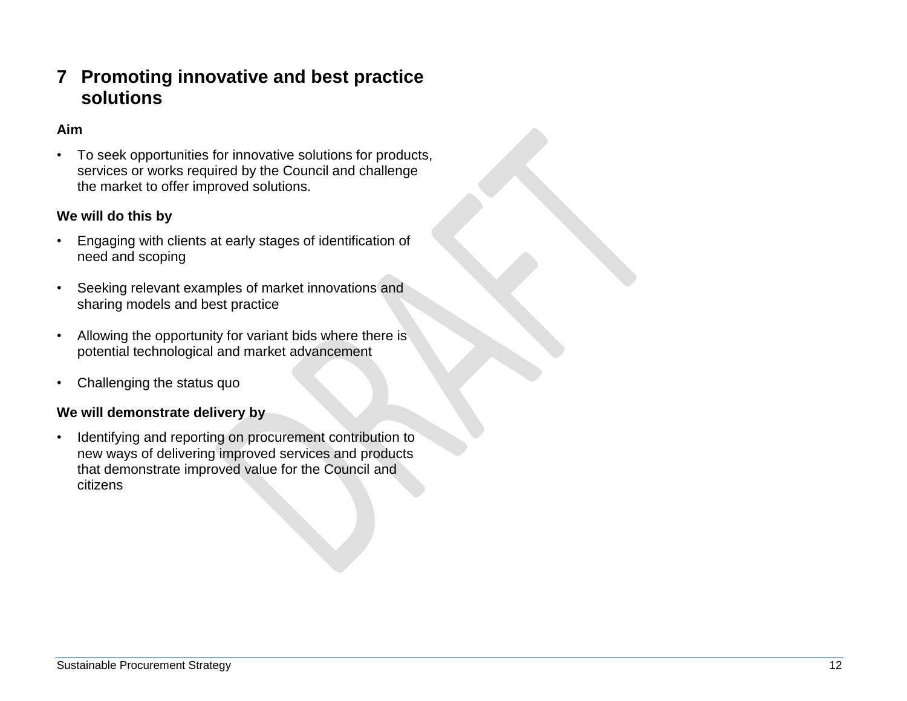# 7 Promoting innovative and best practice solutions

**Aim**

- To seek opportunities for innovative solutions for products, services or works required by the Council and challenge the market to offer improved solutions.

**We will do this by**

- Engaging with clients at early stages of identification of need and scoping
- Seeking relevant examples of market innovations and sharing models and best practice
- Allowing the opportunity for variant bids where there is potential technological and market advancement
- Challenging the status quo

**We will demonstrate delivery by**

- Identifying and reporting on procurement contribution to new ways of delivering improved services and products that demonstrate improved value for the Council and citizens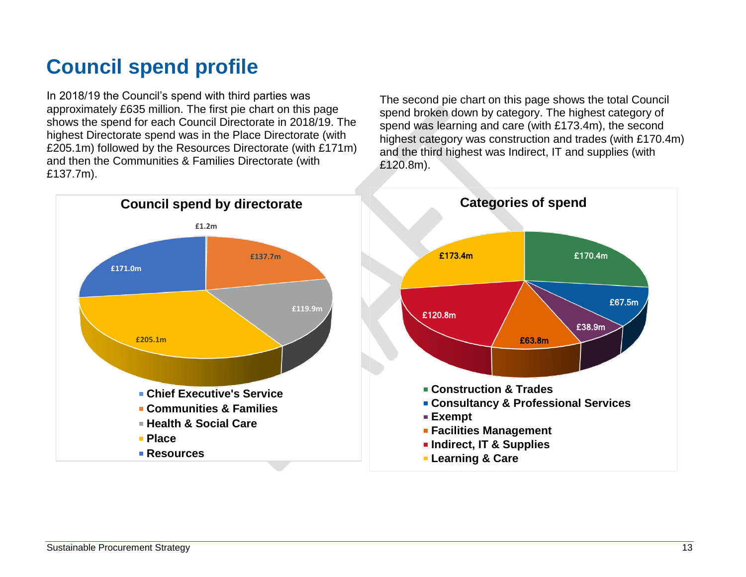# Council spend profile

In 2018/19 the Council's spend with third parties was approximately £635 million. The first pie chart on this page shows the spend for each Council Directorate in 2018/19. The highest Directorate spend was in the Place Directorate (with £205.1m) followed by the Resources Directorate (with £171m) and then the Communities & Families Directorate (with £137.7m).

The second pie chart on this page shows the total Council spend broken down by category. The highest category of spend was learning and care (with £173.4m), the second highest category was construction and trades (with £170.4m) and the third highest was Indirect, IT and supplies (with £120.8m).

**Council spend by directorate**

| Directorate | Spend |
| --- | --- |
| Chief Executive's Service | £1.2m |
| Communities & Families | £137.7m |
| Health & Social Care | £119.9m |
| Place | £205.1m |
| Resources | £171.0m |

**Categories of spend**

| Category | Spend |
| --- | --- |
| Construction & Trades | £170.4m |
| Consultancy & Professional Services | £67.5m |
| Exempt | £38.9m |
| Facilities Management | £63.8m |
| Indirect, IT & Supplies | £120.8m |
| Learning & Care | £173.4m |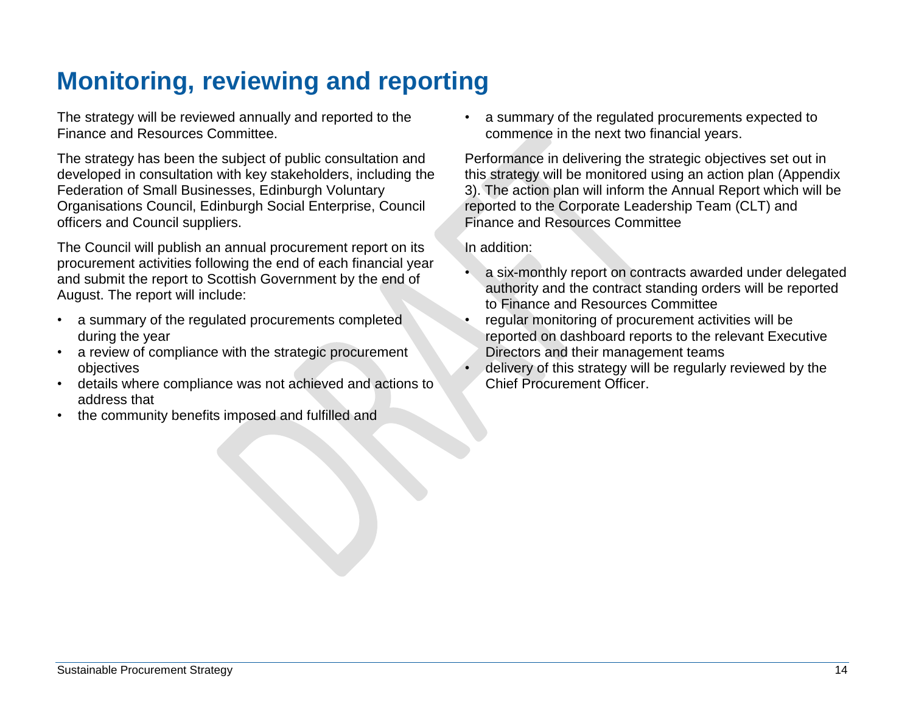# Monitoring, reviewing and reporting

The strategy will be reviewed annually and reported to the Finance and Resources Committee.

The strategy has been the subject of public consultation and developed in consultation with key stakeholders, including the Federation of Small Businesses, Edinburgh Voluntary Organisations Council, Edinburgh Social Enterprise, Council officers and Council suppliers.

The Council will publish an annual procurement report on its procurement activities following the end of each financial year and submit the report to Scottish Government by the end of August. The report will include:

- a summary of the regulated procurements completed during the year
- a review of compliance with the strategic procurement objectives
- details where compliance was not achieved and actions to address that
- the community benefits imposed and fulfilled and
- a summary of the regulated procurements expected to commence in the next two financial years.

Performance in delivering the strategic objectives set out in this strategy will be monitored using an action plan (Appendix 3). The action plan will inform the Annual Report which will be reported to the Corporate Leadership Team (CLT) and Finance and Resources Committee

In addition:

- a six-monthly report on contracts awarded under delegated authority and the contract standing orders will be reported to Finance and Resources Committee
- regular monitoring of procurement activities will be reported on dashboard reports to the relevant Executive Directors and their management teams
- delivery of this strategy will be regularly reviewed by the Chief Procurement Officer.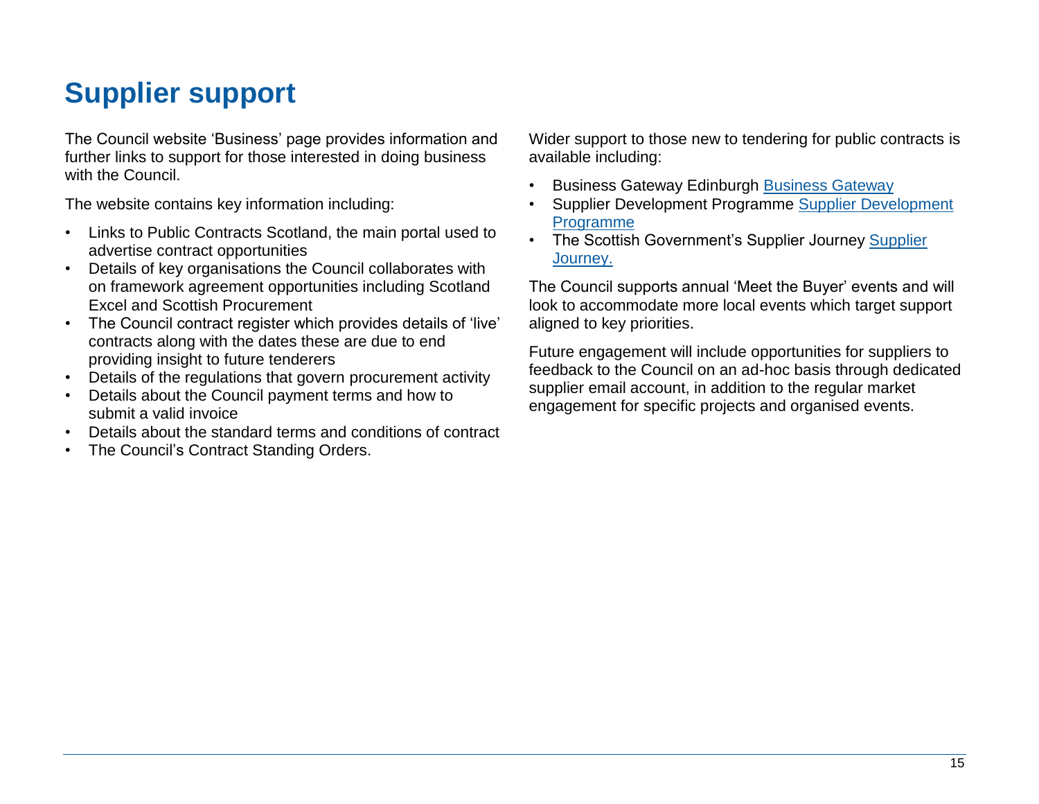# Supplier support

The Council website 'Business' page provides information and further links to support for those interested in doing business with the Council.

The website contains key information including:

- Links to Public Contracts Scotland, the main portal used to advertise contract opportunities
- Details of key organisations the Council collaborates with on framework agreement opportunities including Scotland Excel and Scottish Procurement
- The Council contract register which provides details of 'live' contracts along with the dates these are due to end providing insight to future tenderers
- Details of the regulations that govern procurement activity
- Details about the Council payment terms and how to submit a valid invoice
- Details about the standard terms and conditions of contract
- The Council's Contract Standing Orders.

Wider support to those new to tendering for public contracts is available including:

- Business Gateway Edinburgh Business Gateway
- Supplier Development Programme Supplier Development Programme
- The Scottish Government's Supplier Journey Supplier Journey.

The Council supports annual 'Meet the Buyer' events and will look to accommodate more local events which target support aligned to key priorities.

Future engagement will include opportunities for suppliers to feedback to the Council on an ad-hoc basis through dedicated supplier email account, in addition to the regular market engagement for specific projects and organised events.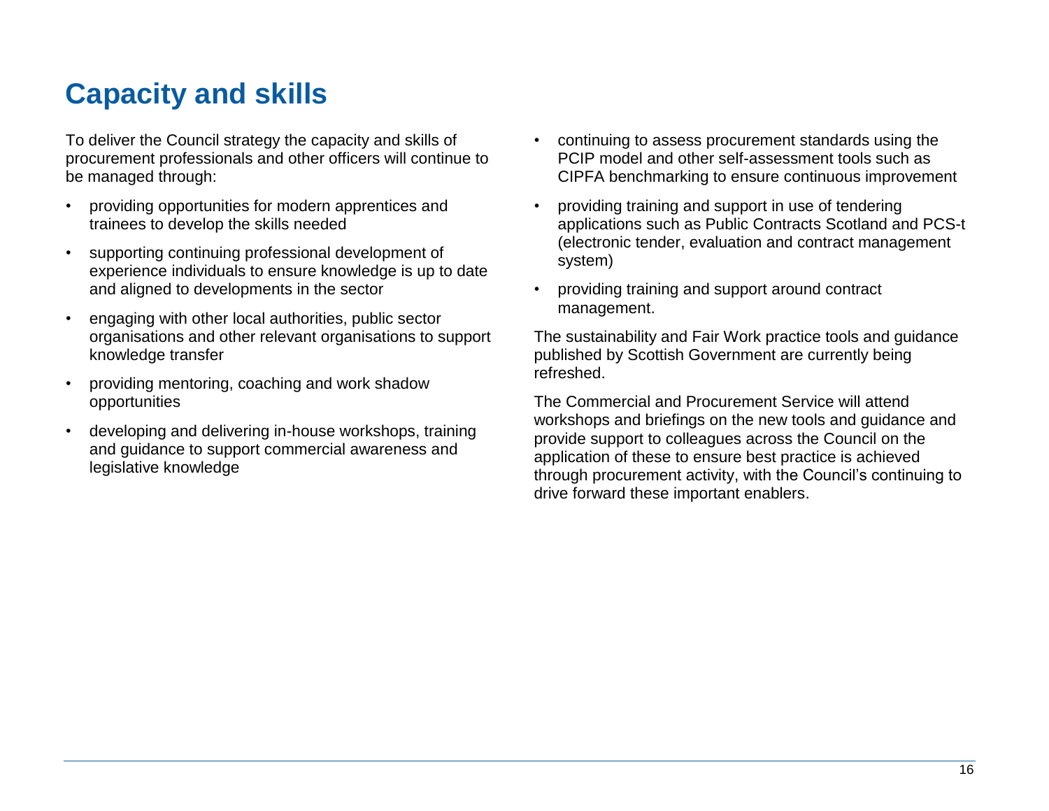# Capacity and skills

To deliver the Council strategy the capacity and skills of procurement professionals and other officers will continue to be managed through:

- providing opportunities for modern apprentices and trainees to develop the skills needed
- supporting continuing professional development of experience individuals to ensure knowledge is up to date and aligned to developments in the sector
- engaging with other local authorities, public sector organisations and other relevant organisations to support knowledge transfer
- providing mentoring, coaching and work shadow opportunities
- developing and delivering in-house workshops, training and guidance to support commercial awareness and legislative knowledge
- continuing to assess procurement standards using the PCIP model and other self-assessment tools such as CIPFA benchmarking to ensure continuous improvement
- providing training and support in use of tendering applications such as Public Contracts Scotland and PCS-t (electronic tender, evaluation and contract management system)
- providing training and support around contract management.

The sustainability and Fair Work practice tools and guidance published by Scottish Government are currently being refreshed.

The Commercial and Procurement Service will attend workshops and briefings on the new tools and guidance and provide support to colleagues across the Council on the application of these to ensure best practice is achieved through procurement activity, with the Council's continuing to drive forward these important enablers.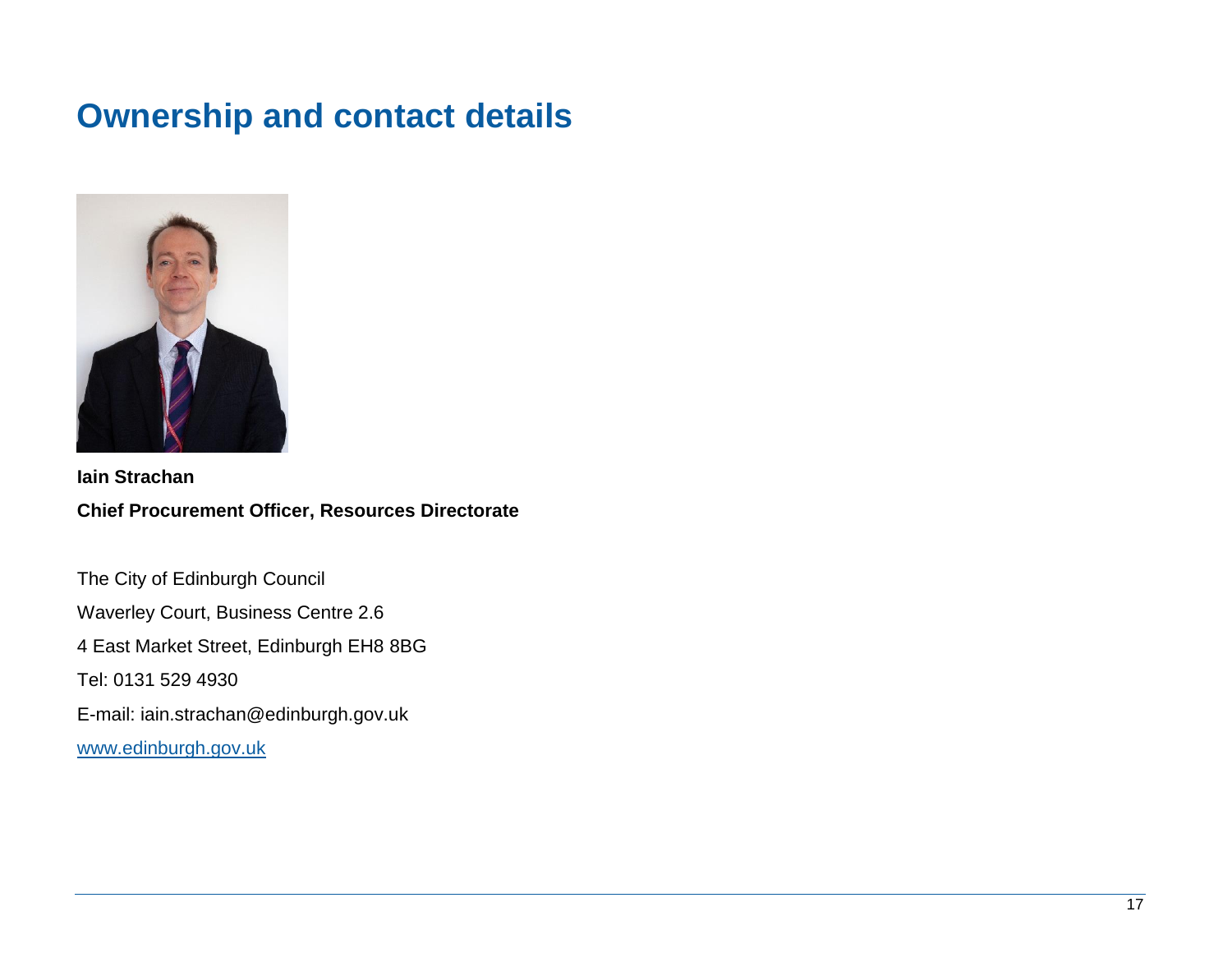# Ownership and contact details

**Iain Strachan**

**Chief Procurement Officer, Resources Directorate**

The City of Edinburgh Council

Waverley Court, Business Centre 2.6

4 East Market Street, Edinburgh EH8 8BG

Tel: 0131 529 4930

E-mail: iain.strachan@edinburgh.gov.uk

[www.edinburgh.gov.uk](http://www.edinburgh.gov.uk)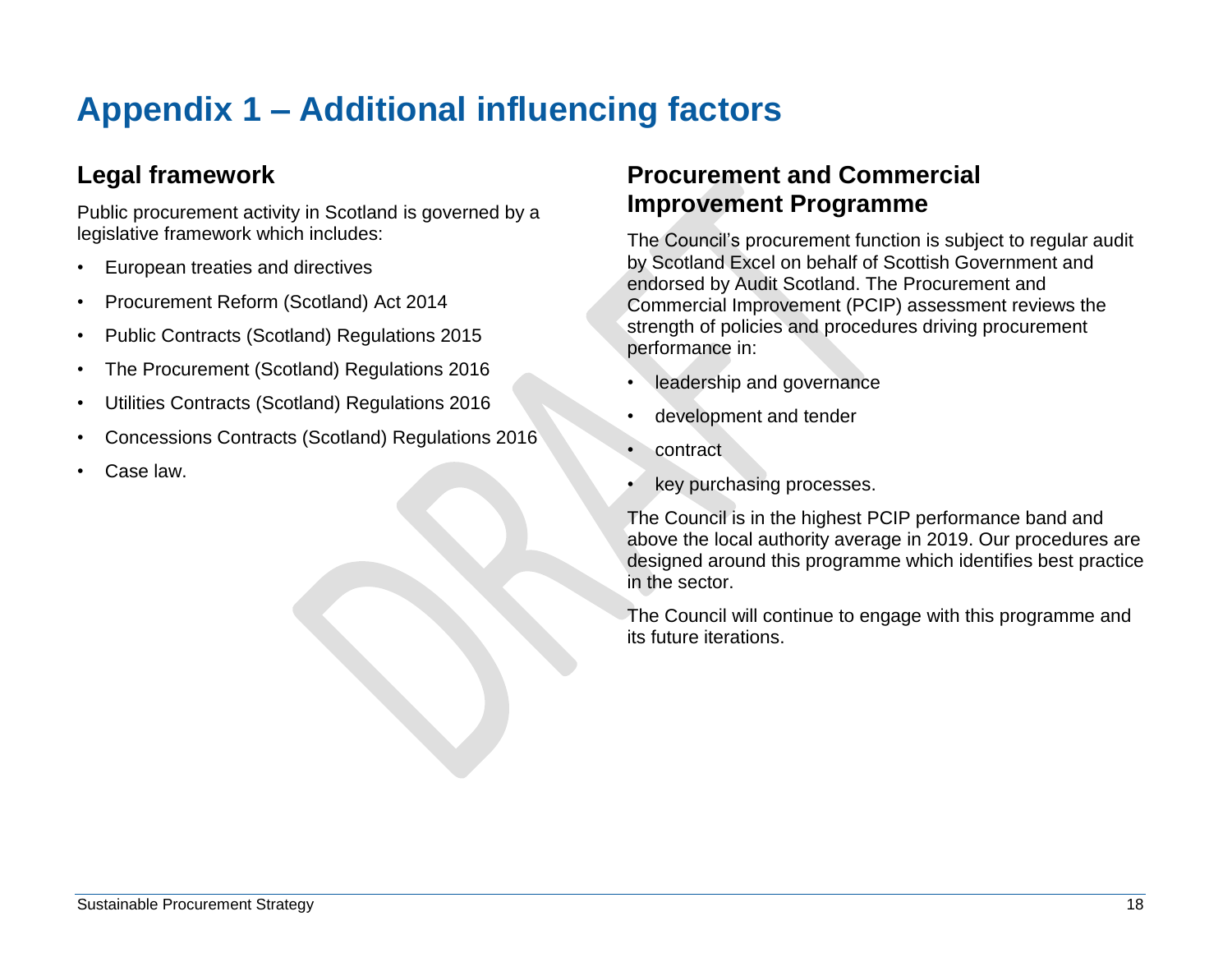# Appendix 1 – Additional influencing factors

## Legal framework

Public procurement activity in Scotland is governed by a legislative framework which includes:

- European treaties and directives
- Procurement Reform (Scotland) Act 2014
- Public Contracts (Scotland) Regulations 2015
- The Procurement (Scotland) Regulations 2016
- Utilities Contracts (Scotland) Regulations 2016
- Concessions Contracts (Scotland) Regulations 2016
- Case law.

## Procurement and Commercial Improvement Programme

The Council's procurement function is subject to regular audit by Scotland Excel on behalf of Scottish Government and endorsed by Audit Scotland. The Procurement and Commercial Improvement (PCIP) assessment reviews the strength of policies and procedures driving procurement performance in:

- leadership and governance
- development and tender
- contract
- key purchasing processes.

The Council is in the highest PCIP performance band and above the local authority average in 2019. Our procedures are designed around this programme which identifies best practice in the sector.

The Council will continue to engage with this programme and its future iterations.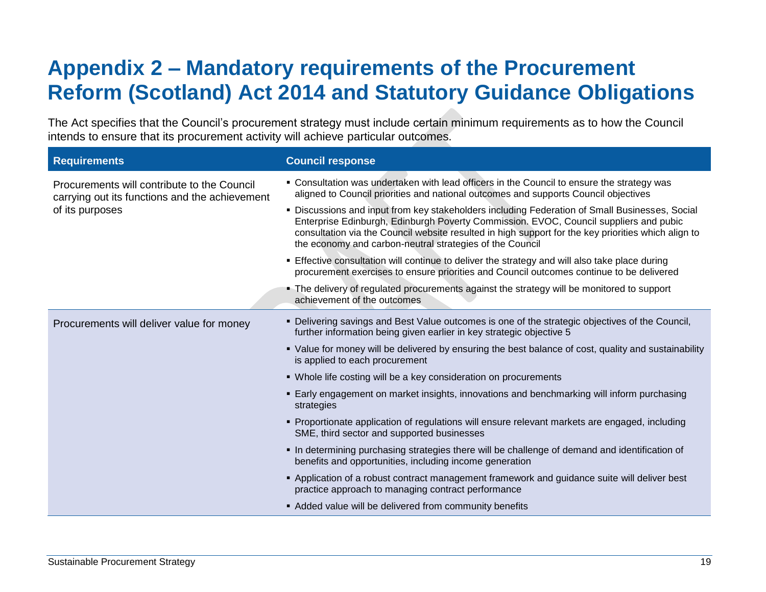# Appendix 2 – Mandatory requirements of the Procurement Reform (Scotland) Act 2014 and Statutory Guidance Obligations

The Act specifies that the Council's procurement strategy must include certain minimum requirements as to how the Council intends to ensure that its procurement activity will achieve particular outcomes.

| Requirements | Council response |
|---|---|
| Procurements will contribute to the Council carrying out its functions and the achievement of its purposes | ▪ Consultation was undertaken with lead officers in the Council to ensure the strategy was aligned to Council priorities and national outcomes and supports Council objectives<br>▪ Discussions and input from key stakeholders including Federation of Small Businesses, Social Enterprise Edinburgh, Edinburgh Poverty Commission. EVOC, Council suppliers and pubic consultation via the Council website resulted in high support for the key priorities which align to the economy and carbon-neutral strategies of the Council<br>▪ Effective consultation will continue to deliver the strategy and will also take place during procurement exercises to ensure priorities and Council outcomes continue to be delivered<br>▪ The delivery of regulated procurements against the strategy will be monitored to support achievement of the outcomes |
| Procurements will deliver value for money | ▪ Delivering savings and Best Value outcomes is one of the strategic objectives of the Council, further information being given earlier in key strategic objective 5<br>▪ Value for money will be delivered by ensuring the best balance of cost, quality and sustainability is applied to each procurement<br>▪ Whole life costing will be a key consideration on procurements<br>▪ Early engagement on market insights, innovations and benchmarking will inform purchasing strategies<br>▪ Proportionate application of regulations will ensure relevant markets are engaged, including SME, third sector and supported businesses<br>▪ In determining purchasing strategies there will be challenge of demand and identification of benefits and opportunities, including income generation<br>▪ Application of a robust contract management framework and guidance suite will deliver best practice approach to managing contract performance<br>▪ Added value will be delivered from community benefits |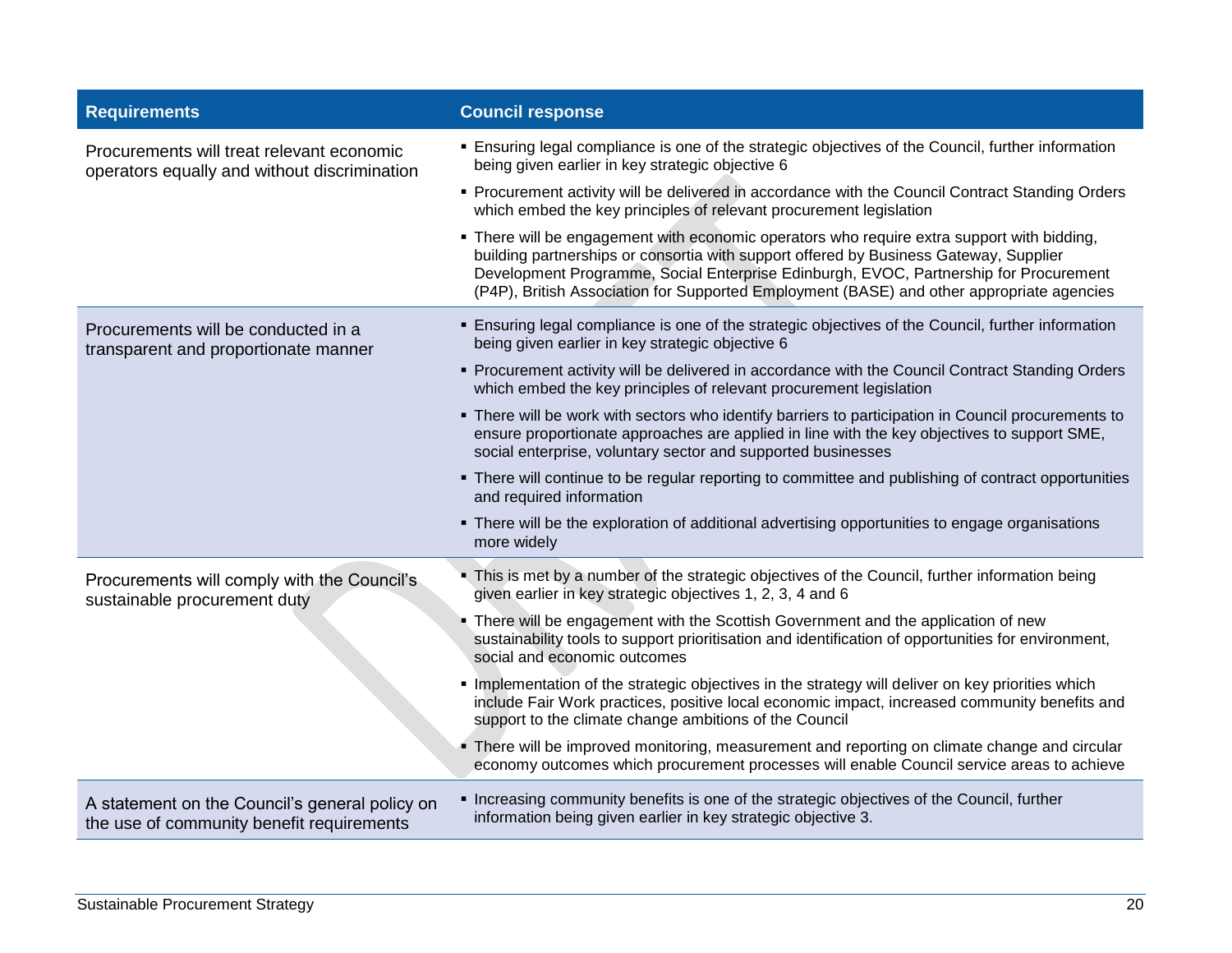| Requirements | Council response |
| --- | --- |
| Procurements will treat relevant economic operators equally and without discrimination | ▪ Ensuring legal compliance is one of the strategic objectives of the Council, further information being given earlier in key strategic objective 6<br>▪ Procurement activity will be delivered in accordance with the Council Contract Standing Orders which embed the key principles of relevant procurement legislation<br>▪ There will be engagement with economic operators who require extra support with bidding, building partnerships or consortia with support offered by Business Gateway, Supplier Development Programme, Social Enterprise Edinburgh, EVOC, Partnership for Procurement (P4P), British Association for Supported Employment (BASE) and other appropriate agencies |
| Procurements will be conducted in a transparent and proportionate manner | ▪ Ensuring legal compliance is one of the strategic objectives of the Council, further information being given earlier in key strategic objective 6<br>▪ Procurement activity will be delivered in accordance with the Council Contract Standing Orders which embed the key principles of relevant procurement legislation<br>▪ There will be work with sectors who identify barriers to participation in Council procurements to ensure proportionate approaches are applied in line with the key objectives to support SME, social enterprise, voluntary sector and supported businesses<br>▪ There will continue to be regular reporting to committee and publishing of contract opportunities and required information<br>▪ There will be the exploration of additional advertising opportunities to engage organisations more widely |
| Procurements will comply with the Council's sustainable procurement duty | ▪ This is met by a number of the strategic objectives of the Council, further information being given earlier in key strategic objectives 1, 2, 3, 4 and 6<br>▪ There will be engagement with the Scottish Government and the application of new sustainability tools to support prioritisation and identification of opportunities for environment, social and economic outcomes<br>▪ Implementation of the strategic objectives in the strategy will deliver on key priorities which include Fair Work practices, positive local economic impact, increased community benefits and support to the climate change ambitions of the Council<br>▪ There will be improved monitoring, measurement and reporting on climate change and circular economy outcomes which procurement processes will enable Council service areas to achieve |
| A statement on the Council's general policy on the use of community benefit requirements | ▪ Increasing community benefits is one of the strategic objectives of the Council, further information being given earlier in key strategic objective 3. |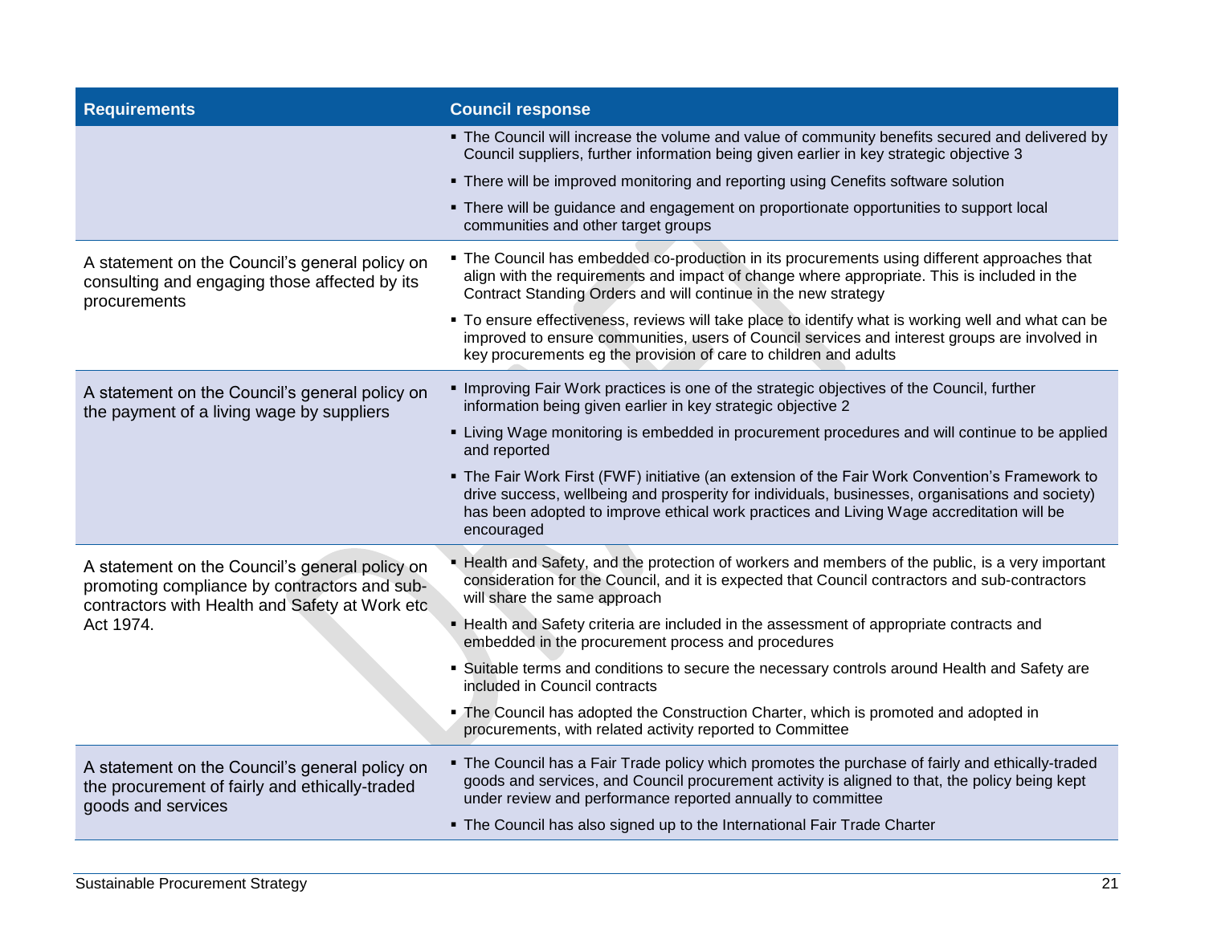| Requirements | Council response |
|---|---|
| | ▪ The Council will increase the volume and value of community benefits secured and delivered by Council suppliers, further information being given earlier in key strategic objective 3<br>▪ There will be improved monitoring and reporting using Cenefits software solution<br>▪ There will be guidance and engagement on proportionate opportunities to support local communities and other target groups |
| A statement on the Council's general policy on consulting and engaging those affected by its procurements | ▪ The Council has embedded co-production in its procurements using different approaches that align with the requirements and impact of change where appropriate. This is included in the Contract Standing Orders and will continue in the new strategy<br>▪ To ensure effectiveness, reviews will take place to identify what is working well and what can be improved to ensure communities, users of Council services and interest groups are involved in key procurements eg the provision of care to children and adults |
| A statement on the Council's general policy on the payment of a living wage by suppliers | ▪ Improving Fair Work practices is one of the strategic objectives of the Council, further information being given earlier in key strategic objective 2<br>▪ Living Wage monitoring is embedded in procurement procedures and will continue to be applied and reported<br>▪ The Fair Work First (FWF) initiative (an extension of the Fair Work Convention's Framework to drive success, wellbeing and prosperity for individuals, businesses, organisations and society) has been adopted to improve ethical work practices and Living Wage accreditation will be encouraged |
| A statement on the Council's general policy on promoting compliance by contractors and sub-contractors with Health and Safety at Work etc Act 1974. | ▪ Health and Safety, and the protection of workers and members of the public, is a very important consideration for the Council, and it is expected that Council contractors and sub-contractors will share the same approach<br>▪ Health and Safety criteria are included in the assessment of appropriate contracts and embedded in the procurement process and procedures<br>▪ Suitable terms and conditions to secure the necessary controls around Health and Safety are included in Council contracts<br>▪ The Council has adopted the Construction Charter, which is promoted and adopted in procurements, with related activity reported to Committee |
| A statement on the Council's general policy on the procurement of fairly and ethically-traded goods and services | ▪ The Council has a Fair Trade policy which promotes the purchase of fairly and ethically-traded goods and services, and Council procurement activity is aligned to that, the policy being kept under review and performance reported annually to committee<br>▪ The Council has also signed up to the International Fair Trade Charter |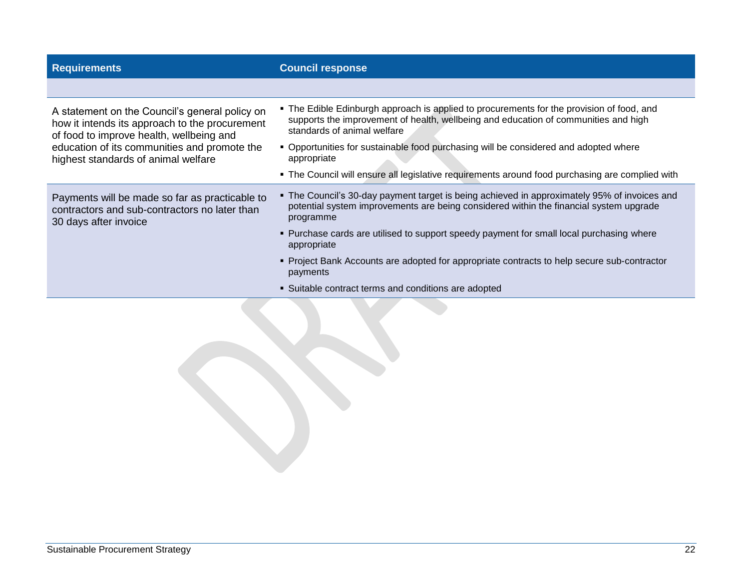| Requirements | Council response |
|---|---|
| | |
| A statement on the Council's general policy on how it intends its approach to the procurement of food to improve health, wellbeing and education of its communities and promote the highest standards of animal welfare | ▪ The Edible Edinburgh approach is applied to procurements for the provision of food, and supports the improvement of health, wellbeing and education of communities and high standards of animal welfare<br>▪ Opportunities for sustainable food purchasing will be considered and adopted where appropriate<br>▪ The Council will ensure all legislative requirements around food purchasing are complied with |
| Payments will be made so far as practicable to contractors and sub-contractors no later than 30 days after invoice | ▪ The Council's 30-day payment target is being achieved in approximately 95% of invoices and potential system improvements are being considered within the financial system upgrade programme<br>▪ Purchase cards are utilised to support speedy payment for small local purchasing where appropriate<br>▪ Project Bank Accounts are adopted for appropriate contracts to help secure sub-contractor payments<br>▪ Suitable contract terms and conditions are adopted |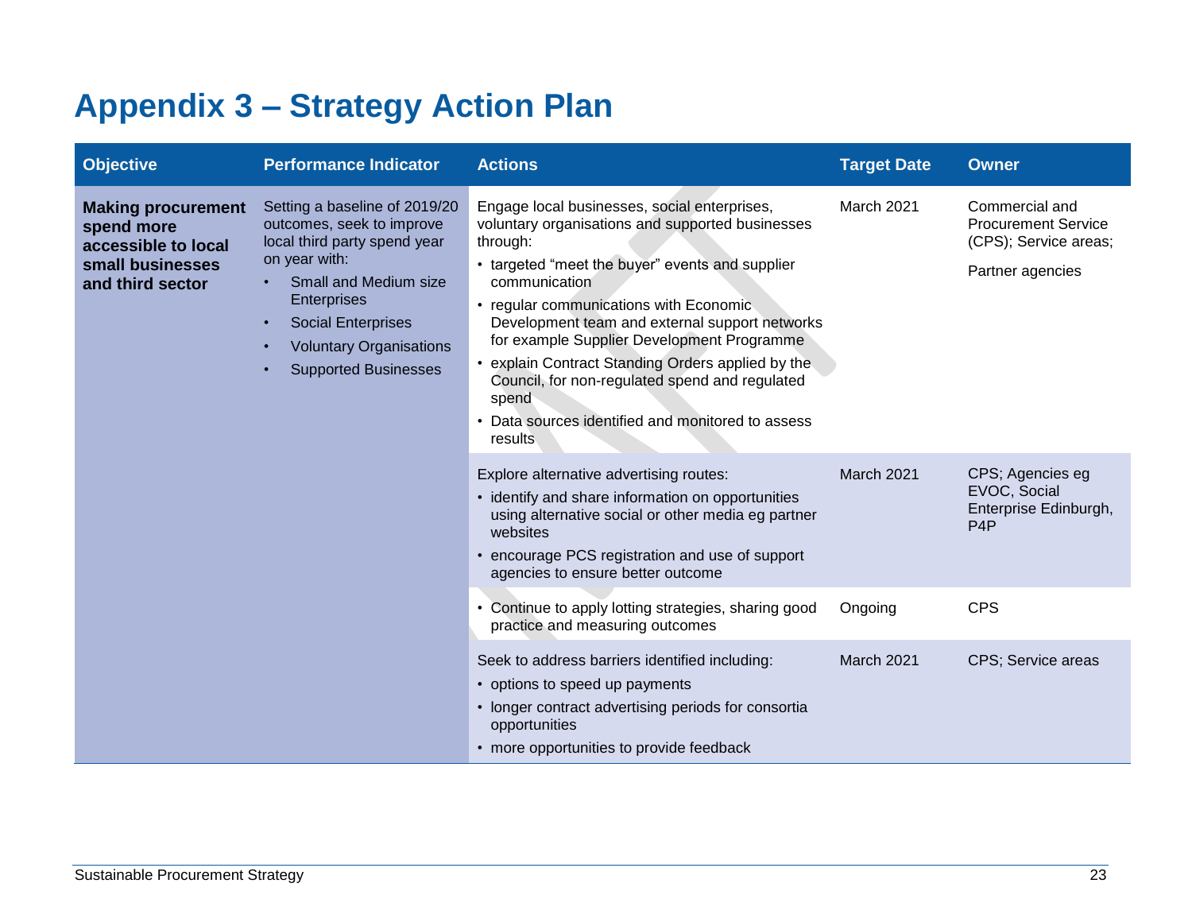# Appendix 3 – Strategy Action Plan

| Objective | Performance Indicator | Actions | Target Date | Owner |
|---|---|---|---|---|
| **Making procurement spend more accessible to local small businesses and third sector** | Setting a baseline of 2019/20 outcomes, seek to improve local third party spend year on year with:<br>• Small and Medium size Enterprises<br>• Social Enterprises<br>• Voluntary Organisations<br>• Supported Businesses | Engage local businesses, social enterprises, voluntary organisations and supported businesses through:<br>• targeted "meet the buyer" events and supplier communication<br>• regular communications with Economic Development team and external support networks for example Supplier Development Programme<br>• explain Contract Standing Orders applied by the Council, for non-regulated spend and regulated spend<br>• Data sources identified and monitored to assess results | March 2021 | Commercial and Procurement Service (CPS); Service areas;<br>Partner agencies |
| | | Explore alternative advertising routes:<br>• identify and share information on opportunities using alternative social or other media eg partner websites<br>• encourage PCS registration and use of support agencies to ensure better outcome | March 2021 | CPS; Agencies eg EVOC, Social Enterprise Edinburgh, P4P |
| | | • Continue to apply lotting strategies, sharing good practice and measuring outcomes | Ongoing | CPS |
| | | Seek to address barriers identified including:<br>• options to speed up payments<br>• longer contract advertising periods for consortia opportunities<br>• more opportunities to provide feedback | March 2021 | CPS; Service areas |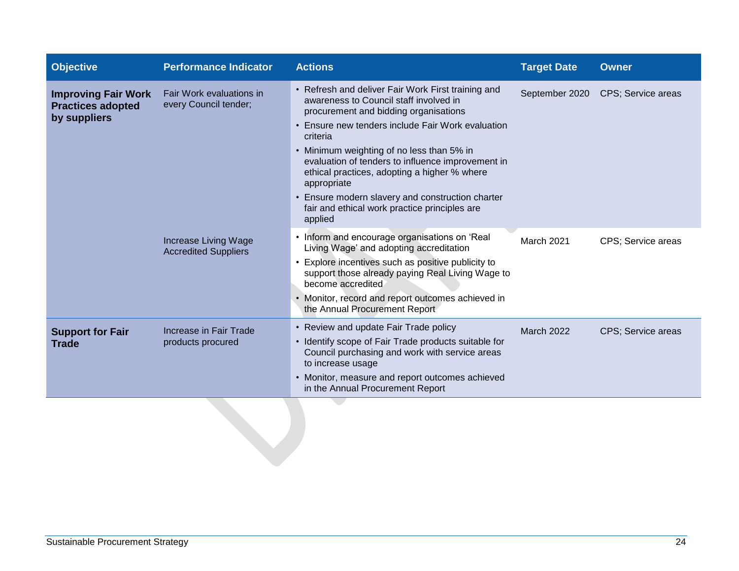| Objective | Performance Indicator | Actions | Target Date | Owner |
|---|---|---|---|---|
| **Improving Fair Work Practices adopted by suppliers** | Fair Work evaluations in every Council tender; | • Refresh and deliver Fair Work First training and awareness to Council staff involved in procurement and bidding organisations<br>• Ensure new tenders include Fair Work evaluation criteria<br>• Minimum weighting of no less than 5% in evaluation of tenders to influence improvement in ethical practices, adopting a higher % where appropriate<br>• Ensure modern slavery and construction charter fair and ethical work practice principles are applied | September 2020 | CPS; Service areas |
| | Increase Living Wage Accredited Suppliers | • Inform and encourage organisations on 'Real Living Wage' and adopting accreditation<br>• Explore incentives such as positive publicity to support those already paying Real Living Wage to become accredited<br>• Monitor, record and report outcomes achieved in the Annual Procurement Report | March 2021 | CPS; Service areas |
| **Support for Fair Trade** | Increase in Fair Trade products procured | • Review and update Fair Trade policy<br>• Identify scope of Fair Trade products suitable for Council purchasing and work with service areas to increase usage<br>• Monitor, measure and report outcomes achieved in the Annual Procurement Report | March 2022 | CPS; Service areas |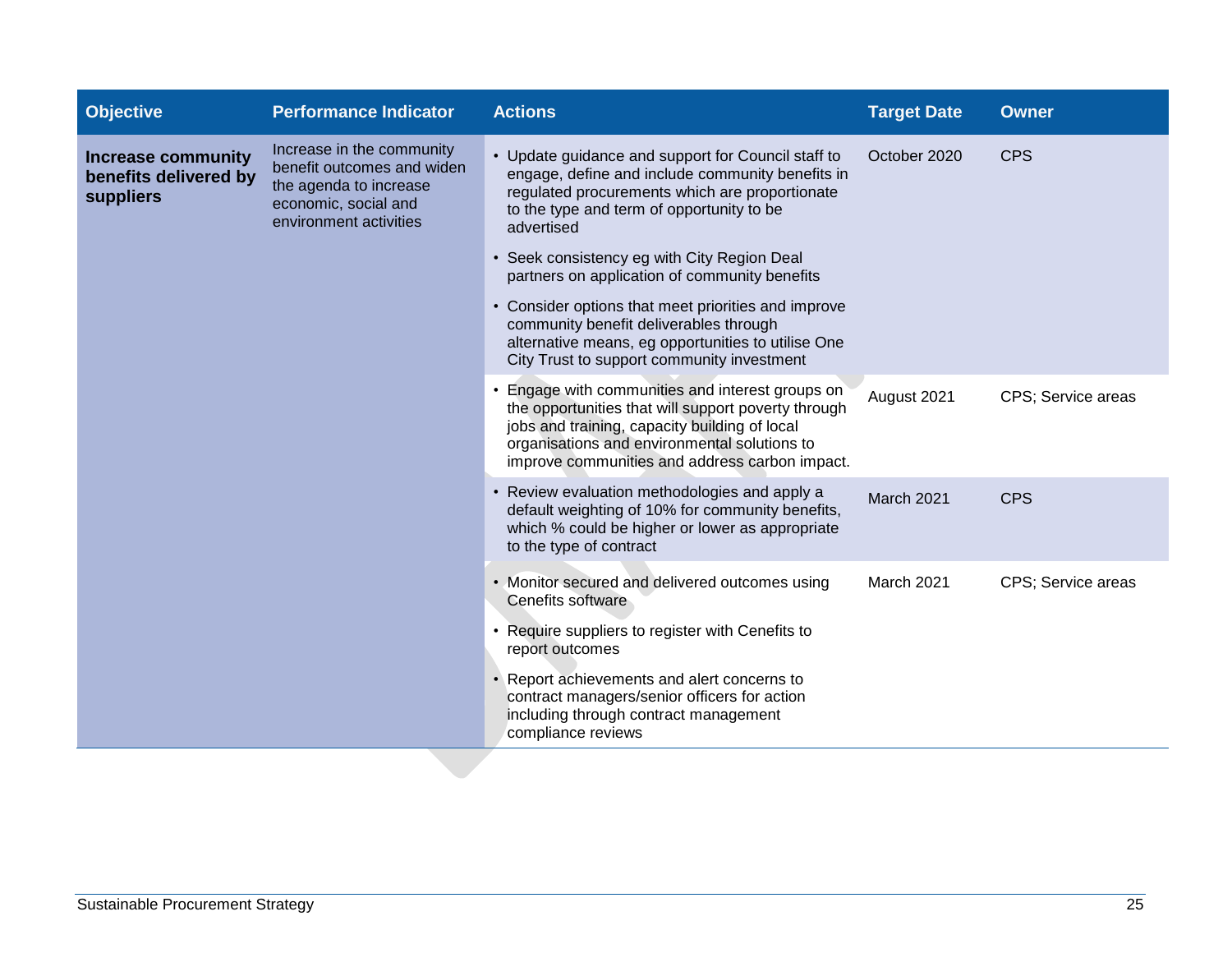| Objective | Performance Indicator | Actions | Target Date | Owner |
|---|---|---|---|---|
| **Increase community benefits delivered by suppliers** | Increase in the community benefit outcomes and widen the agenda to increase economic, social and environment activities | • Update guidance and support for Council staff to engage, define and include community benefits in regulated procurements which are proportionate to the type and term of opportunity to be advertised<br>• Seek consistency eg with City Region Deal partners on application of community benefits<br>• Consider options that meet priorities and improve community benefit deliverables through alternative means, eg opportunities to utilise One City Trust to support community investment | October 2020 | CPS |
| | | • Engage with communities and interest groups on the opportunities that will support poverty through jobs and training, capacity building of local organisations and environmental solutions to improve communities and address carbon impact. | August 2021 | CPS; Service areas |
| | | • Review evaluation methodologies and apply a default weighting of 10% for community benefits, which % could be higher or lower as appropriate to the type of contract | March 2021 | CPS |
| | | • Monitor secured and delivered outcomes using Cenefits software<br>• Require suppliers to register with Cenefits to report outcomes<br>• Report achievements and alert concerns to contract managers/senior officers for action including through contract management compliance reviews | March 2021 | CPS; Service areas |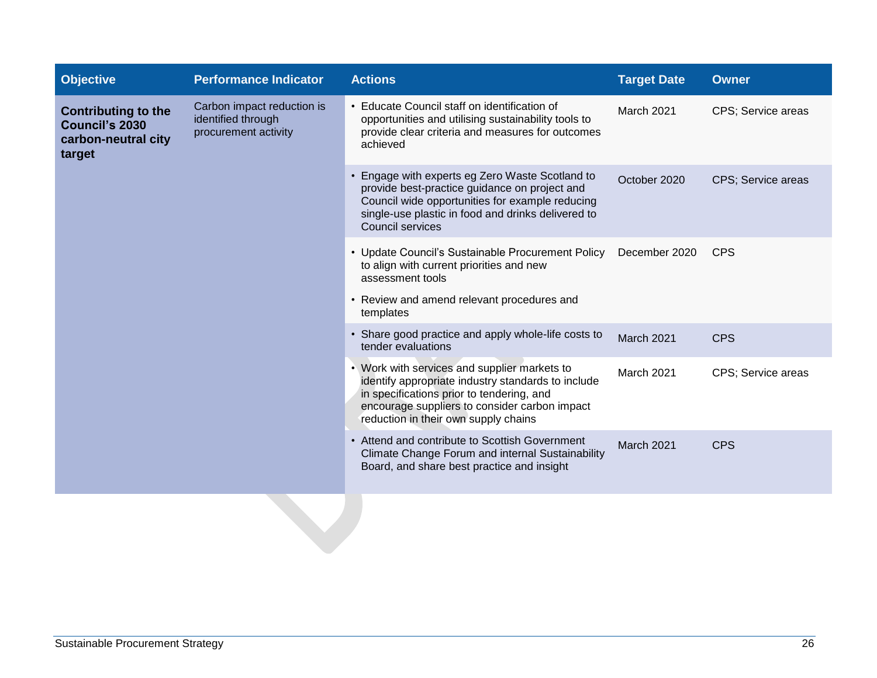| Objective | Performance Indicator | Actions | Target Date | Owner |
|---|---|---|---|---|
| **Contributing to the Council's 2030 carbon-neutral city target** | Carbon impact reduction is identified through procurement activity | • Educate Council staff on identification of opportunities and utilising sustainability tools to provide clear criteria and measures for outcomes achieved | March 2021 | CPS; Service areas |
| | | • Engage with experts eg Zero Waste Scotland to provide best-practice guidance on project and Council wide opportunities for example reducing single-use plastic in food and drinks delivered to Council services | October 2020 | CPS; Service areas |
| | | • Update Council's Sustainable Procurement Policy to align with current priorities and new assessment tools<br>• Review and amend relevant procedures and templates | December 2020 | CPS |
| | | • Share good practice and apply whole-life costs to tender evaluations | March 2021 | CPS |
| | | • Work with services and supplier markets to identify appropriate industry standards to include in specifications prior to tendering, and encourage suppliers to consider carbon impact reduction in their own supply chains | March 2021 | CPS; Service areas |
| | | • Attend and contribute to Scottish Government Climate Change Forum and internal Sustainability Board, and share best practice and insight | March 2021 | CPS |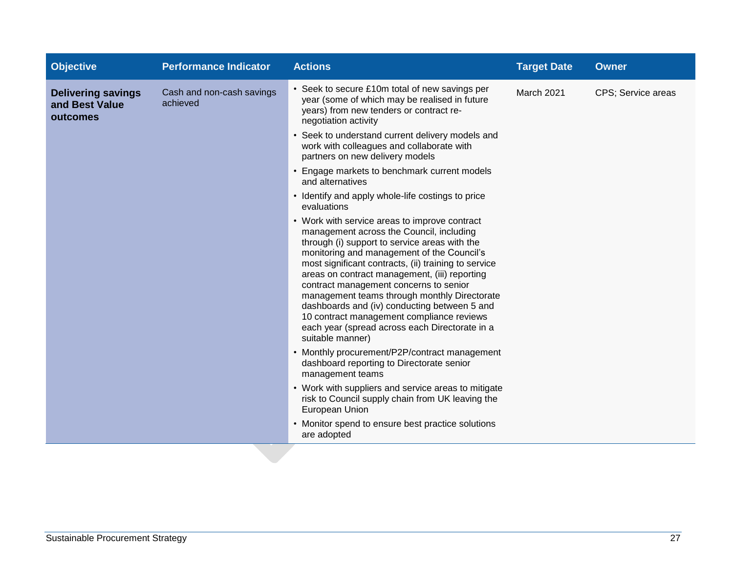| Objective | Performance Indicator | Actions | Target Date | Owner |
|---|---|---|---|---|
| **Delivering savings and Best Value outcomes** | Cash and non-cash savings achieved | • Seek to secure £10m total of new savings per year (some of which may be realised in future years) from new tenders or contract re-negotiation activity<br>• Seek to understand current delivery models and work with colleagues and collaborate with partners on new delivery models<br>• Engage markets to benchmark current models and alternatives<br>• Identify and apply whole-life costings to price evaluations<br>• Work with service areas to improve contract management across the Council, including through (i) support to service areas with the monitoring and management of the Council's most significant contracts, (ii) training to service areas on contract management, (iii) reporting contract management concerns to senior management teams through monthly Directorate dashboards and (iv) conducting between 5 and 10 contract management compliance reviews each year (spread across each Directorate in a suitable manner)<br>• Monthly procurement/P2P/contract management dashboard reporting to Directorate senior management teams<br>• Work with suppliers and service areas to mitigate risk to Council supply chain from UK leaving the European Union<br>• Monitor spend to ensure best practice solutions are adopted | March 2021 | CPS; Service areas |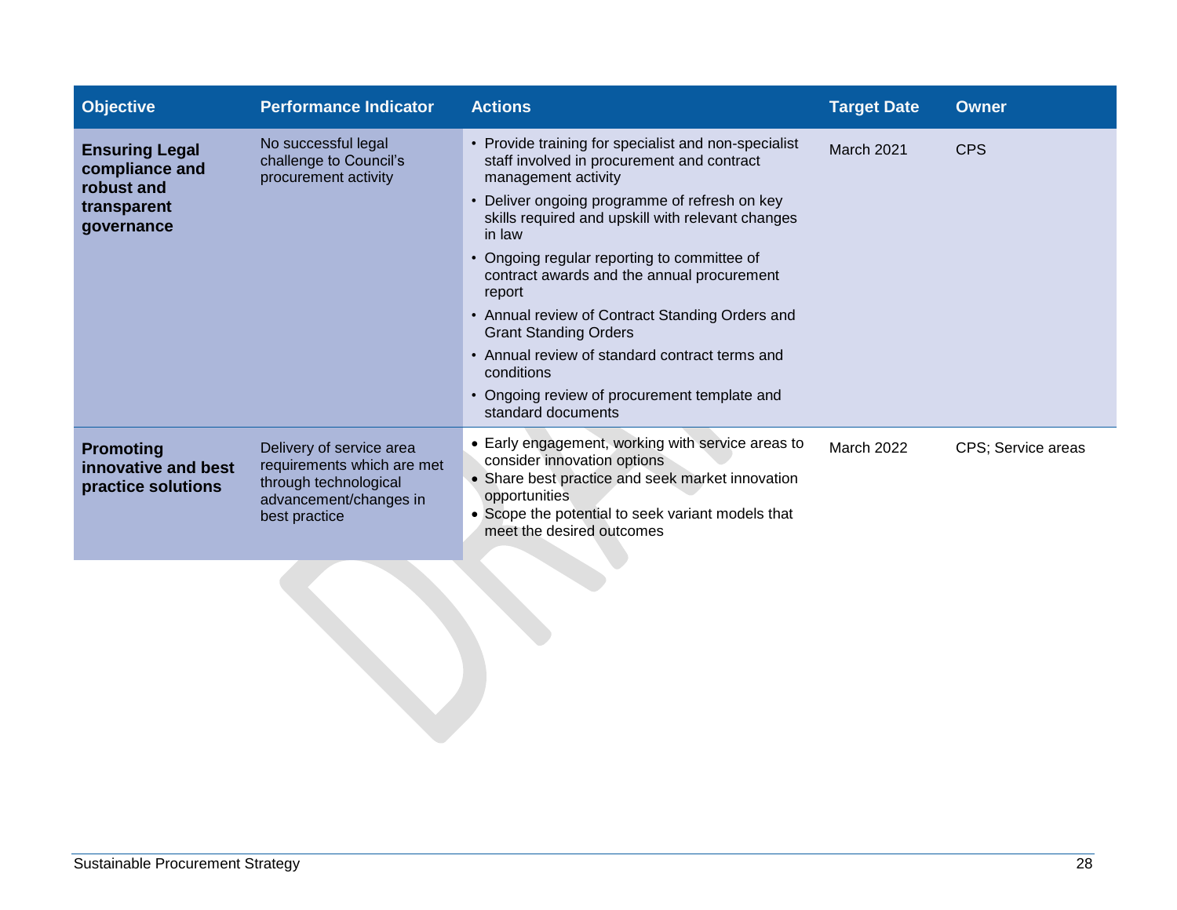| Objective | Performance Indicator | Actions | Target Date | Owner |
| --- | --- | --- | --- | --- |
| **Ensuring Legal compliance and robust and transparent governance** | No successful legal challenge to Council's procurement activity | • Provide training for specialist and non-specialist staff involved in procurement and contract management activity<br>• Deliver ongoing programme of refresh on key skills required and upskill with relevant changes in law<br>• Ongoing regular reporting to committee of contract awards and the annual procurement report<br>• Annual review of Contract Standing Orders and Grant Standing Orders<br>• Annual review of standard contract terms and conditions<br>• Ongoing review of procurement template and standard documents | March 2021 | CPS |
| **Promoting innovative and best practice solutions** | Delivery of service area requirements which are met through technological advancement/changes in best practice | • Early engagement, working with service areas to consider innovation options<br>• Share best practice and seek market innovation opportunities<br>• Scope the potential to seek variant models that meet the desired outcomes | March 2022 | CPS; Service areas |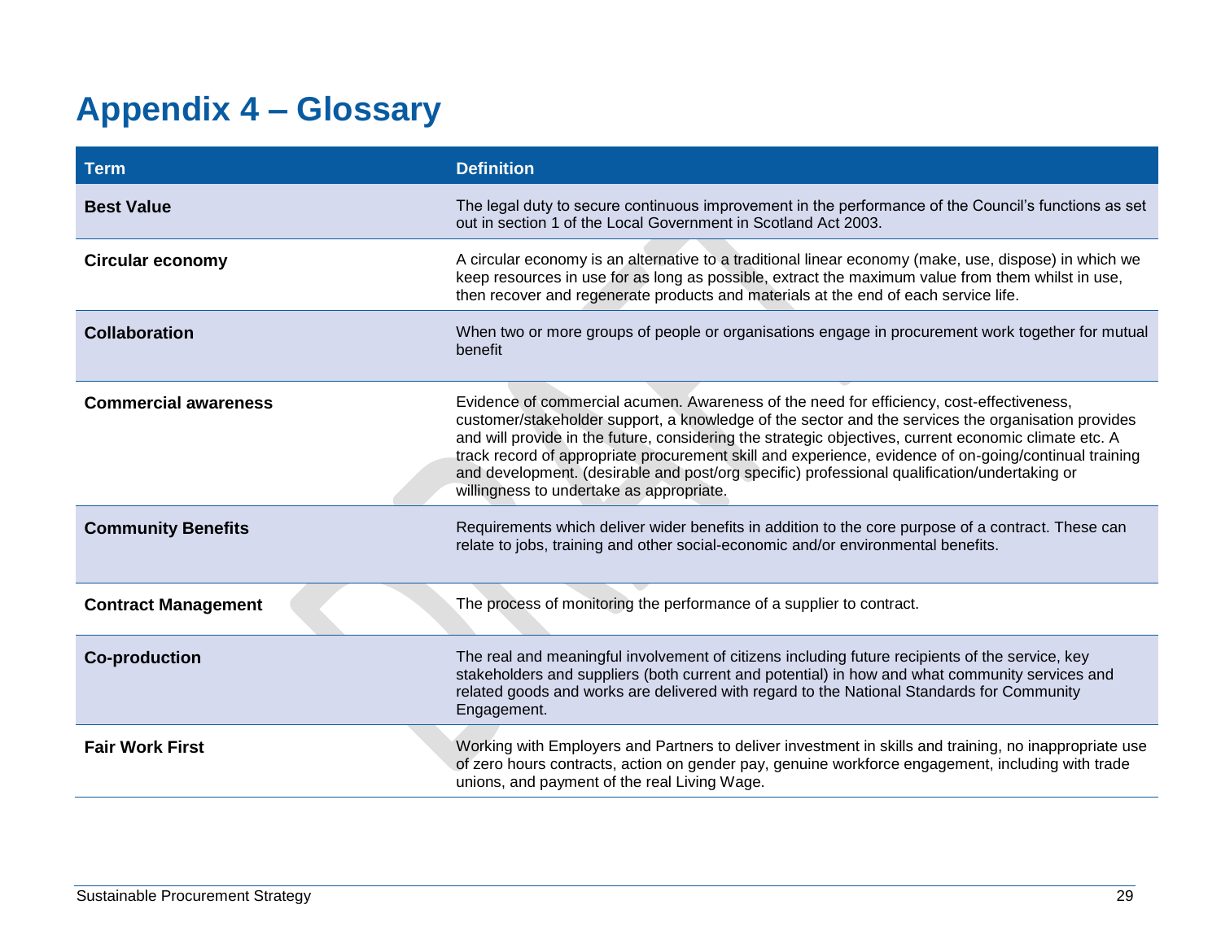# Appendix 4 – Glossary

| Term | Definition |
| --- | --- |
| **Best Value** | The legal duty to secure continuous improvement in the performance of the Council's functions as set out in section 1 of the Local Government in Scotland Act 2003. |
| **Circular economy** | A circular economy is an alternative to a traditional linear economy (make, use, dispose) in which we keep resources in use for as long as possible, extract the maximum value from them whilst in use, then recover and regenerate products and materials at the end of each service life. |
| **Collaboration** | When two or more groups of people or organisations engage in procurement work together for mutual benefit |
| **Commercial awareness** | Evidence of commercial acumen. Awareness of the need for efficiency, cost-effectiveness, customer/stakeholder support, a knowledge of the sector and the services the organisation provides and will provide in the future, considering the strategic objectives, current economic climate etc. A track record of appropriate procurement skill and experience, evidence of on-going/continual training and development. (desirable and post/org specific) professional qualification/undertaking or willingness to undertake as appropriate. |
| **Community Benefits** | Requirements which deliver wider benefits in addition to the core purpose of a contract. These can relate to jobs, training and other social-economic and/or environmental benefits. |
| **Contract Management** | The process of monitoring the performance of a supplier to contract. |
| **Co-production** | The real and meaningful involvement of citizens including future recipients of the service, key stakeholders and suppliers (both current and potential) in how and what community services and related goods and works are delivered with regard to the National Standards for Community Engagement. |
| **Fair Work First** | Working with Employers and Partners to deliver investment in skills and training, no inappropriate use of zero hours contracts, action on gender pay, genuine workforce engagement, including with trade unions, and payment of the real Living Wage. |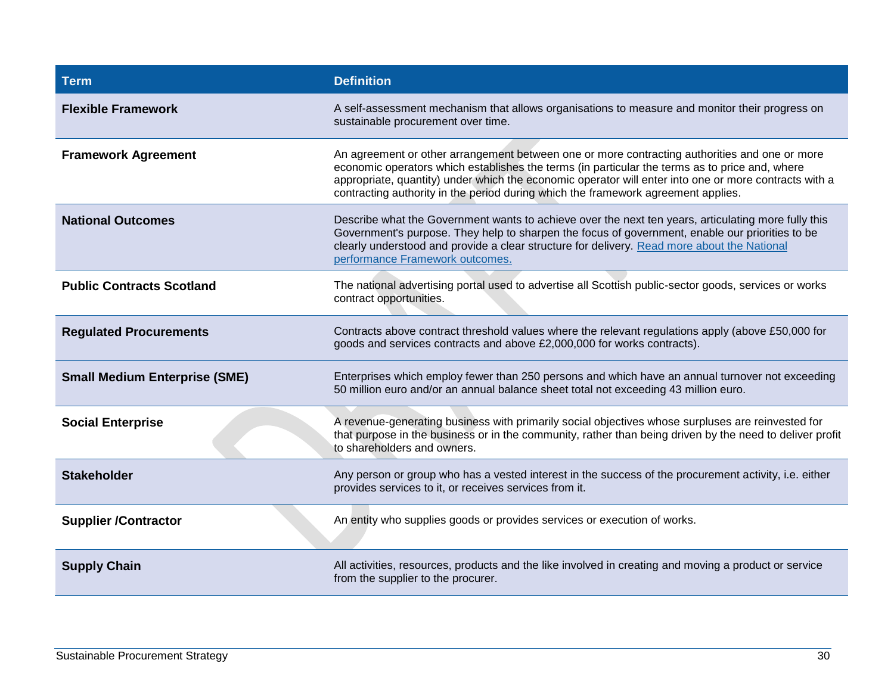| Term | Definition |
|---|---|
| **Flexible Framework** | A self-assessment mechanism that allows organisations to measure and monitor their progress on sustainable procurement over time. |
| **Framework Agreement** | An agreement or other arrangement between one or more contracting authorities and one or more economic operators which establishes the terms (in particular the terms as to price and, where appropriate, quantity) under which the economic operator will enter into one or more contracts with a contracting authority in the period during which the framework agreement applies. |
| **National Outcomes** | Describe what the Government wants to achieve over the next ten years, articulating more fully this Government's purpose. They help to sharpen the focus of government, enable our priorities to be clearly understood and provide a clear structure for delivery. Read more about the National performance Framework outcomes. |
| **Public Contracts Scotland** | The national advertising portal used to advertise all Scottish public-sector goods, services or works contract opportunities. |
| **Regulated Procurements** | Contracts above contract threshold values where the relevant regulations apply (above £50,000 for goods and services contracts and above £2,000,000 for works contracts). |
| **Small Medium Enterprise (SME)** | Enterprises which employ fewer than 250 persons and which have an annual turnover not exceeding 50 million euro and/or an annual balance sheet total not exceeding 43 million euro. |
| **Social Enterprise** | A revenue-generating business with primarily social objectives whose surpluses are reinvested for that purpose in the business or in the community, rather than being driven by the need to deliver profit to shareholders and owners. |
| **Stakeholder** | Any person or group who has a vested interest in the success of the procurement activity, i.e. either provides services to it, or receives services from it. |
| **Supplier /Contractor** | An entity who supplies goods or provides services or execution of works. |
| **Supply Chain** | All activities, resources, products and the like involved in creating and moving a product or service from the supplier to the procurer. |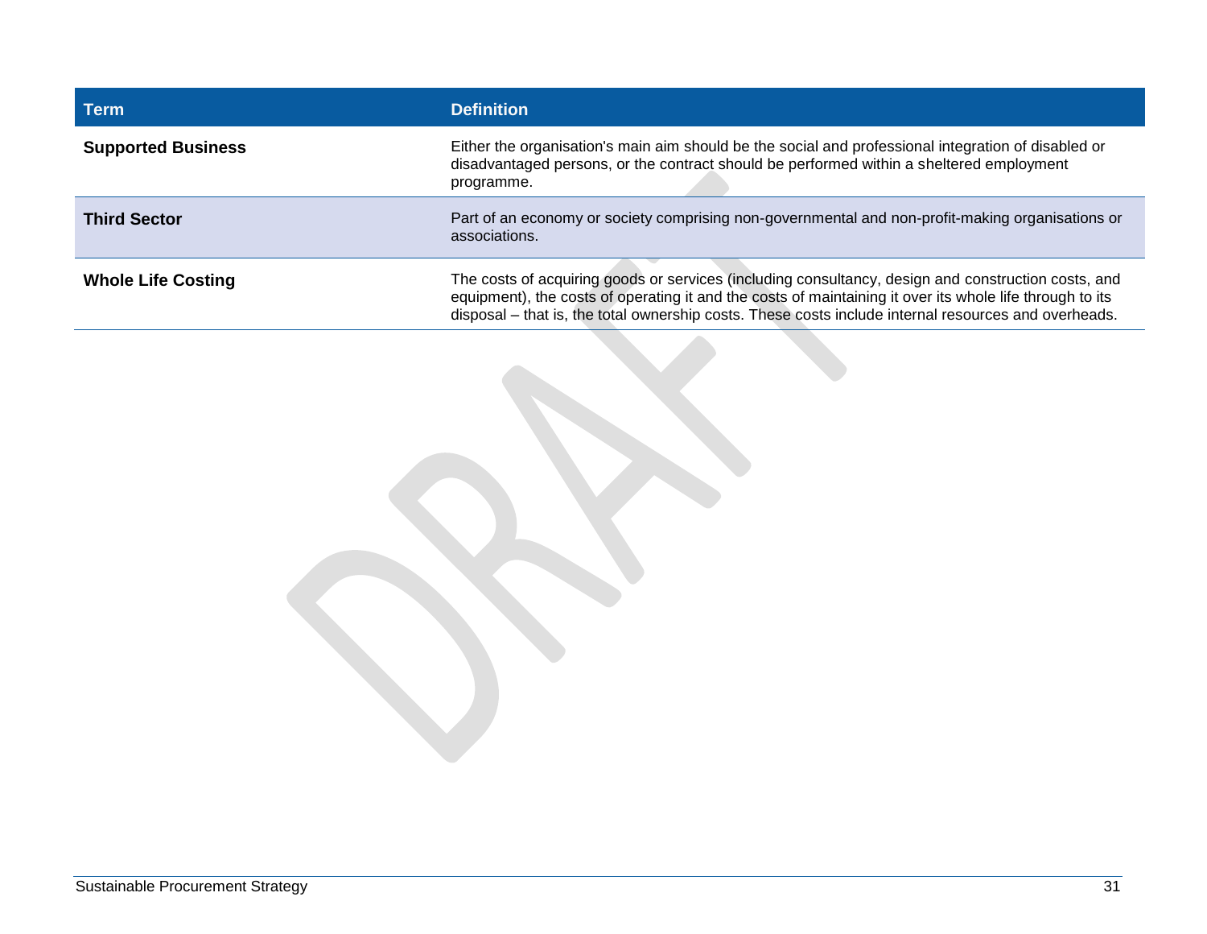| Term | Definition |
|---|---|
| **Supported Business** | Either the organisation's main aim should be the social and professional integration of disabled or disadvantaged persons, or the contract should be performed within a sheltered employment programme. |
| **Third Sector** | Part of an economy or society comprising non-governmental and non-profit-making organisations or associations. |
| **Whole Life Costing** | The costs of acquiring goods or services (including consultancy, design and construction costs, and equipment), the costs of operating it and the costs of maintaining it over its whole life through to its disposal – that is, the total ownership costs. These costs include internal resources and overheads. |